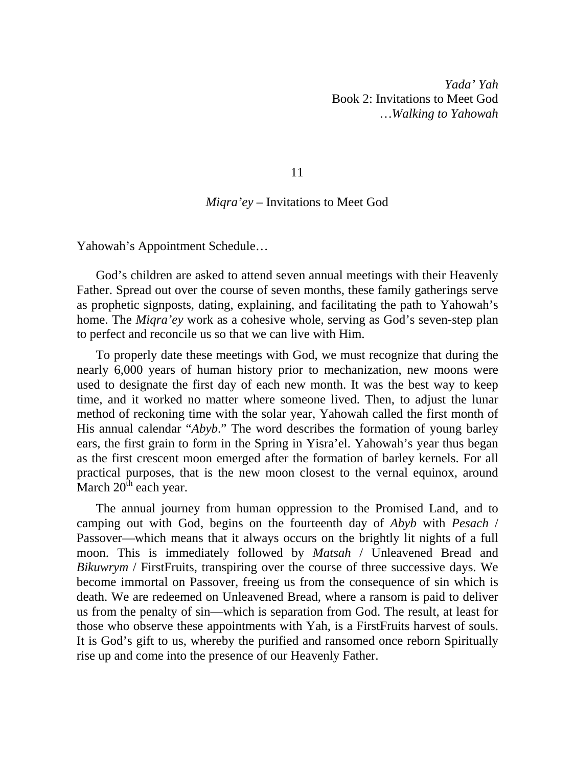*Yada' Yah*
Book 2: Invitations to Meet God
*…Walking to Yahowah*

# 11

## *Miqra'ey* – Invitations to Meet God

Yahowah's Appointment Schedule…

God's children are asked to attend seven annual meetings with their Heavenly Father. Spread out over the course of seven months, these family gatherings serve as prophetic signposts, dating, explaining, and facilitating the path to Yahowah's home. The *Miqra'ey* work as a cohesive whole, serving as God's seven-step plan to perfect and reconcile us so that we can live with Him.

To properly date these meetings with God, we must recognize that during the nearly 6,000 years of human history prior to mechanization, new moons were used to designate the first day of each new month. It was the best way to keep time, and it worked no matter where someone lived. Then, to adjust the lunar method of reckoning time with the solar year, Yahowah called the first month of His annual calendar "*Abyb*." The word describes the formation of young barley ears, the first grain to form in the Spring in Yisra'el. Yahowah's year thus began as the first crescent moon emerged after the formation of barley kernels. For all practical purposes, that is the new moon closest to the vernal equinox, around March 20th each year.

The annual journey from human oppression to the Promised Land, and to camping out with God, begins on the fourteenth day of *Abyb* with *Pesach* / Passover—which means that it always occurs on the brightly lit nights of a full moon. This is immediately followed by *Matsah* / Unleavened Bread and *Bikuwrym* / FirstFruits, transpiring over the course of three successive days. We become immortal on Passover, freeing us from the consequence of sin which is death. We are redeemed on Unleavened Bread, where a ransom is paid to deliver us from the penalty of sin—which is separation from God. The result, at least for those who observe these appointments with Yah, is a FirstFruits harvest of souls. It is God's gift to us, whereby the purified and ransomed once reborn Spiritually rise up and come into the presence of our Heavenly Father.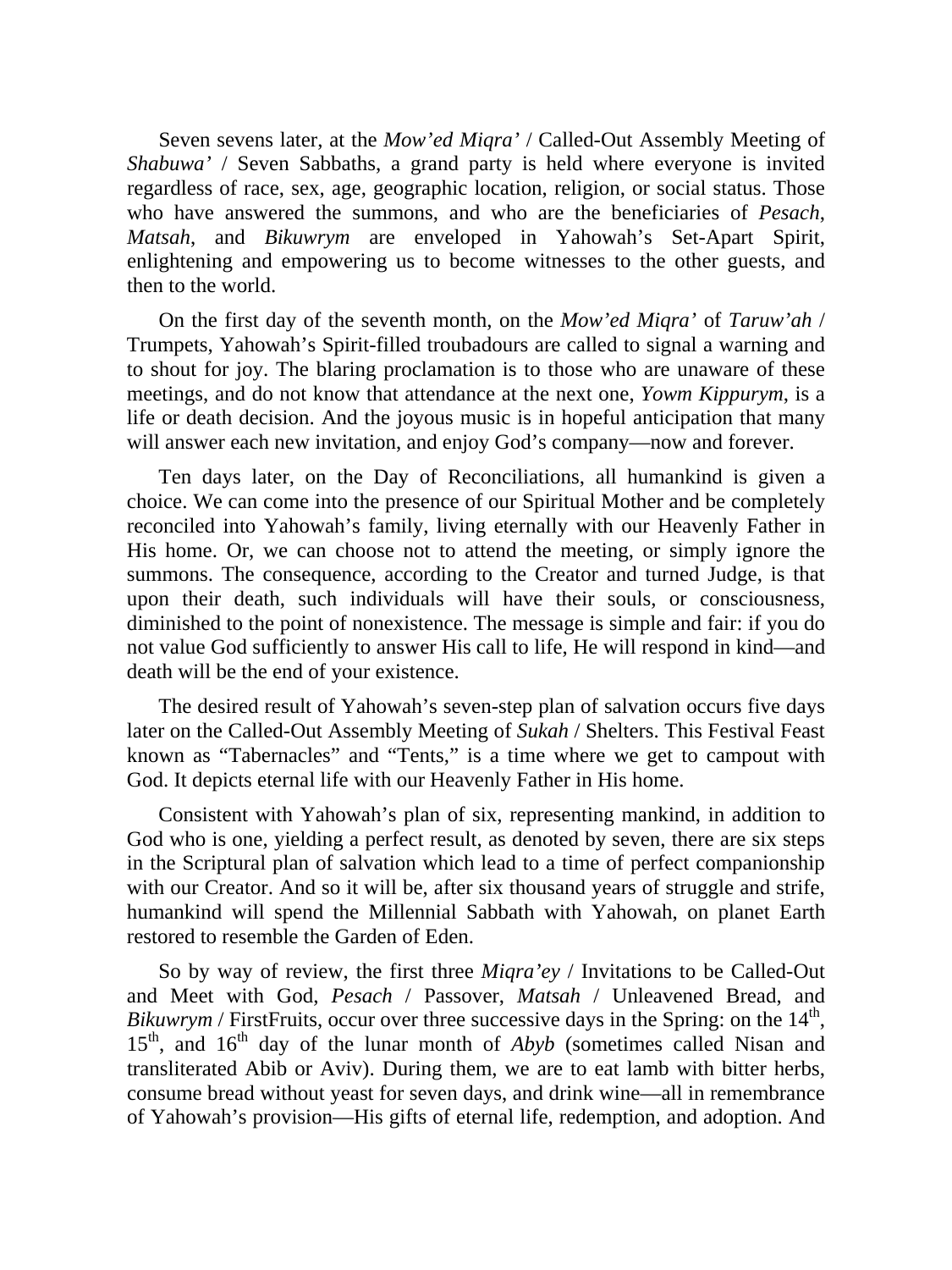Seven sevens later, at the *Mow'ed Miqra'* / Called-Out Assembly Meeting of *Shabuwa'* / Seven Sabbaths, a grand party is held where everyone is invited regardless of race, sex, age, geographic location, religion, or social status. Those who have answered the summons, and who are the beneficiaries of *Pesach*, *Matsah*, and *Bikuwrym* are enveloped in Yahowah's Set-Apart Spirit, enlightening and empowering us to become witnesses to the other guests, and then to the world.

On the first day of the seventh month, on the *Mow'ed Miqra'* of *Taruw'ah* / Trumpets, Yahowah's Spirit-filled troubadours are called to signal a warning and to shout for joy. The blaring proclamation is to those who are unaware of these meetings, and do not know that attendance at the next one, *Yowm Kippurym*, is a life or death decision. And the joyous music is in hopeful anticipation that many will answer each new invitation, and enjoy God's company—now and forever.

Ten days later, on the Day of Reconciliations, all humankind is given a choice. We can come into the presence of our Spiritual Mother and be completely reconciled into Yahowah's family, living eternally with our Heavenly Father in His home. Or, we can choose not to attend the meeting, or simply ignore the summons. The consequence, according to the Creator and turned Judge, is that upon their death, such individuals will have their souls, or consciousness, diminished to the point of nonexistence. The message is simple and fair: if you do not value God sufficiently to answer His call to life, He will respond in kind—and death will be the end of your existence.

The desired result of Yahowah's seven-step plan of salvation occurs five days later on the Called-Out Assembly Meeting of *Sukah* / Shelters. This Festival Feast known as "Tabernacles" and "Tents," is a time where we get to campout with God. It depicts eternal life with our Heavenly Father in His home.

Consistent with Yahowah's plan of six, representing mankind, in addition to God who is one, yielding a perfect result, as denoted by seven, there are six steps in the Scriptural plan of salvation which lead to a time of perfect companionship with our Creator. And so it will be, after six thousand years of struggle and strife, humankind will spend the Millennial Sabbath with Yahowah, on planet Earth restored to resemble the Garden of Eden.

So by way of review, the first three *Miqra'ey* / Invitations to be Called-Out and Meet with God, *Pesach* / Passover, *Matsah* / Unleavened Bread, and *Bikuwrym* / FirstFruits, occur over three successive days in the Spring: on the 14th, 15th, and 16th day of the lunar month of *Abyb* (sometimes called Nisan and transliterated Abib or Aviv). During them, we are to eat lamb with bitter herbs, consume bread without yeast for seven days, and drink wine—all in remembrance of Yahowah's provision—His gifts of eternal life, redemption, and adoption. And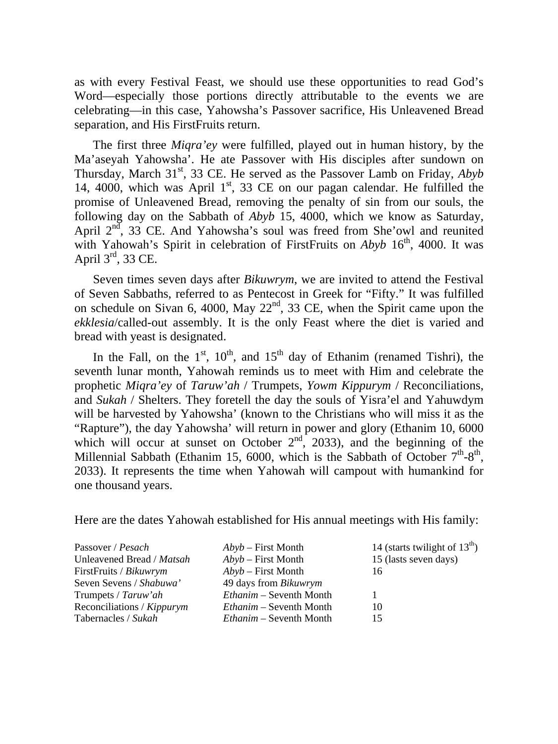as with every Festival Feast, we should use these opportunities to read God's Word—especially those portions directly attributable to the events we are celebrating—in this case, Yahowsha's Passover sacrifice, His Unleavened Bread separation, and His FirstFruits return.

The first three *Miqra'ey* were fulfilled, played out in human history, by the Ma'aseyah Yahowsha'. He ate Passover with His disciples after sundown on Thursday, March 31st, 33 CE. He served as the Passover Lamb on Friday, *Abyb* 14, 4000, which was April 1st, 33 CE on our pagan calendar. He fulfilled the promise of Unleavened Bread, removing the penalty of sin from our souls, the following day on the Sabbath of *Abyb* 15, 4000, which we know as Saturday, April 2nd, 33 CE. And Yahowsha's soul was freed from She'owl and reunited with Yahowah's Spirit in celebration of FirstFruits on *Abyb* 16th, 4000. It was April 3rd, 33 CE.

Seven times seven days after *Bikuwrym*, we are invited to attend the Festival of Seven Sabbaths, referred to as Pentecost in Greek for "Fifty." It was fulfilled on schedule on Sivan 6, 4000, May 22nd, 33 CE, when the Spirit came upon the *ekklesia*/called-out assembly. It is the only Feast where the diet is varied and bread with yeast is designated.

In the Fall, on the 1st, 10th, and 15th day of Ethanim (renamed Tishri), the seventh lunar month, Yahowah reminds us to meet with Him and celebrate the prophetic *Miqra'ey* of *Taruw'ah* / Trumpets, *Yowm Kippurym* / Reconciliations, and *Sukah* / Shelters. They foretell the day the souls of Yisra'el and Yahuwdym will be harvested by Yahowsha' (known to the Christians who will miss it as the "Rapture"), the day Yahowsha' will return in power and glory (Ethanim 10, 6000 which will occur at sunset on October 2nd, 2033), and the beginning of the Millennial Sabbath (Ethanim 15, 6000, which is the Sabbath of October 7th-8th, 2033). It represents the time when Yahowah will campout with humankind for one thousand years.

Here are the dates Yahowah established for His annual meetings with His family:

| | | |
|---|---|---|
| Passover / *Pesach* | *Abyb* – First Month | 14 (starts twilight of 13th) |
| Unleavened Bread / *Matsah* | *Abyb* – First Month | 15 (lasts seven days) |
| FirstFruits / *Bikuwrym* | *Abyb* – First Month | 16 |
| Seven Sevens / *Shabuwa'* | 49 days from *Bikuwrym* | |
| Trumpets / *Taruw'ah* | *Ethanim* – Seventh Month | 1 |
| Reconciliations / *Kippurym* | *Ethanim* – Seventh Month | 10 |
| Tabernacles / *Sukah* | *Ethanim* – Seventh Month | 15 |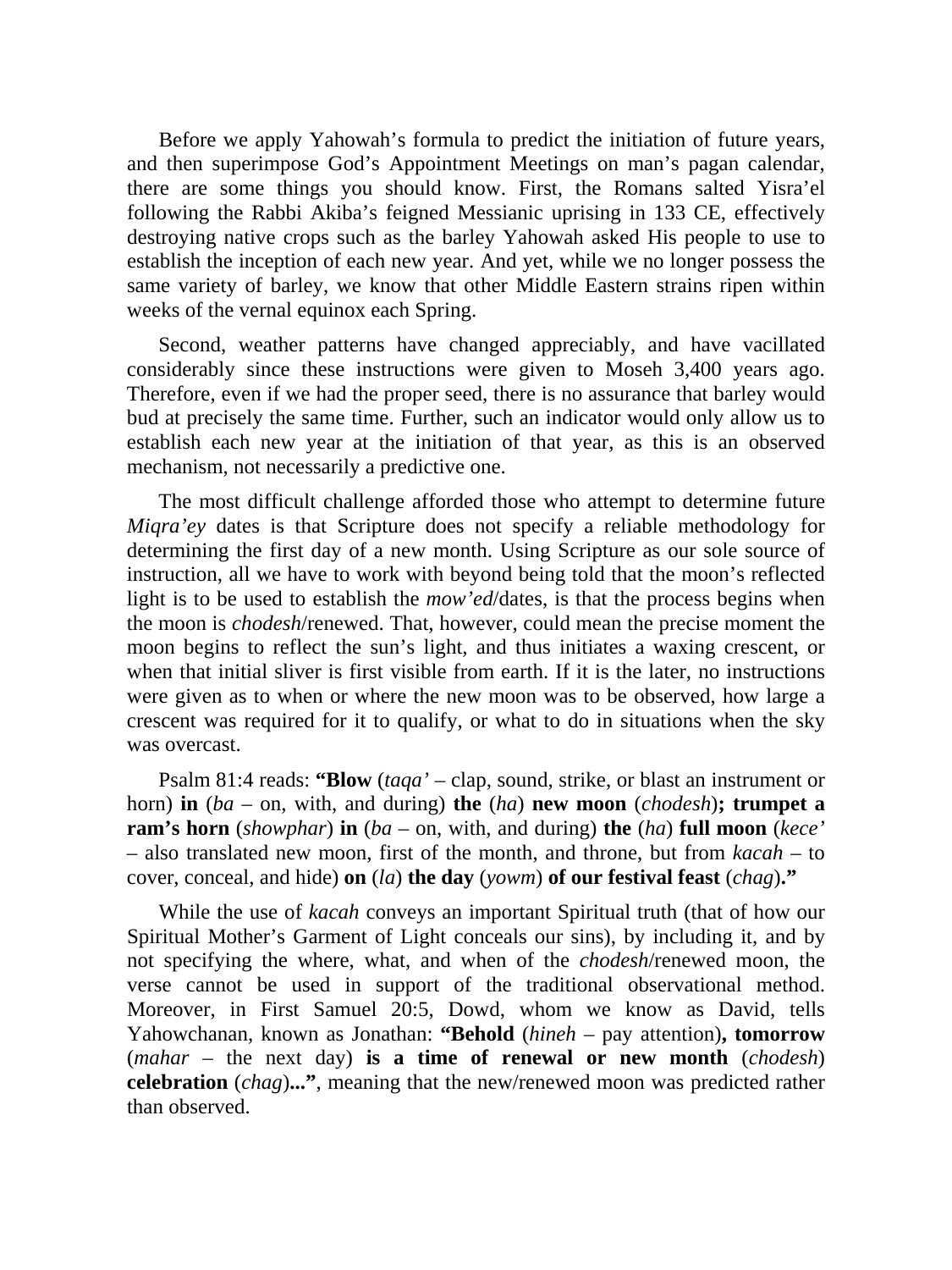Before we apply Yahowah's formula to predict the initiation of future years, and then superimpose God's Appointment Meetings on man's pagan calendar, there are some things you should know. First, the Romans salted Yisra'el following the Rabbi Akiba's feigned Messianic uprising in 133 CE, effectively destroying native crops such as the barley Yahowah asked His people to use to establish the inception of each new year. And yet, while we no longer possess the same variety of barley, we know that other Middle Eastern strains ripen within weeks of the vernal equinox each Spring.

Second, weather patterns have changed appreciably, and have vacillated considerably since these instructions were given to Moseh 3,400 years ago. Therefore, even if we had the proper seed, there is no assurance that barley would bud at precisely the same time. Further, such an indicator would only allow us to establish each new year at the initiation of that year, as this is an observed mechanism, not necessarily a predictive one.

The most difficult challenge afforded those who attempt to determine future *Miqra'ey* dates is that Scripture does not specify a reliable methodology for determining the first day of a new month. Using Scripture as our sole source of instruction, all we have to work with beyond being told that the moon's reflected light is to be used to establish the *mow'ed*/dates, is that the process begins when the moon is *chodesh*/renewed. That, however, could mean the precise moment the moon begins to reflect the sun's light, and thus initiates a waxing crescent, or when that initial sliver is first visible from earth. If it is the later, no instructions were given as to when or where the new moon was to be observed, how large a crescent was required for it to qualify, or what to do in situations when the sky was overcast.

Psalm 81:4 reads: **"Blow** (*taqa'* – clap, sound, strike, or blast an instrument or horn) **in** (*ba* – on, with, and during) **the** (*ha*) **new moon** (*chodesh*)**; trumpet a ram's horn** (*showphar*) **in** (*ba* – on, with, and during) **the** (*ha*) **full moon** (*kece'* – also translated new moon, first of the month, and throne, but from *kacah* – to cover, conceal, and hide) **on** (*la*) **the day** (*yowm*) **of our festival feast** (*chag*)**."**

While the use of *kacah* conveys an important Spiritual truth (that of how our Spiritual Mother's Garment of Light conceals our sins), by including it, and by not specifying the where, what, and when of the *chodesh*/renewed moon, the verse cannot be used in support of the traditional observational method. Moreover, in First Samuel 20:5, Dowd, whom we know as David, tells Yahowchanan, known as Jonathan: **"Behold** (*hineh* – pay attention)**, tomorrow** (*mahar* – the next day) **is a time of renewal or new month** (*chodesh*) **celebration** (*chag*)**..."**, meaning that the new/renewed moon was predicted rather than observed.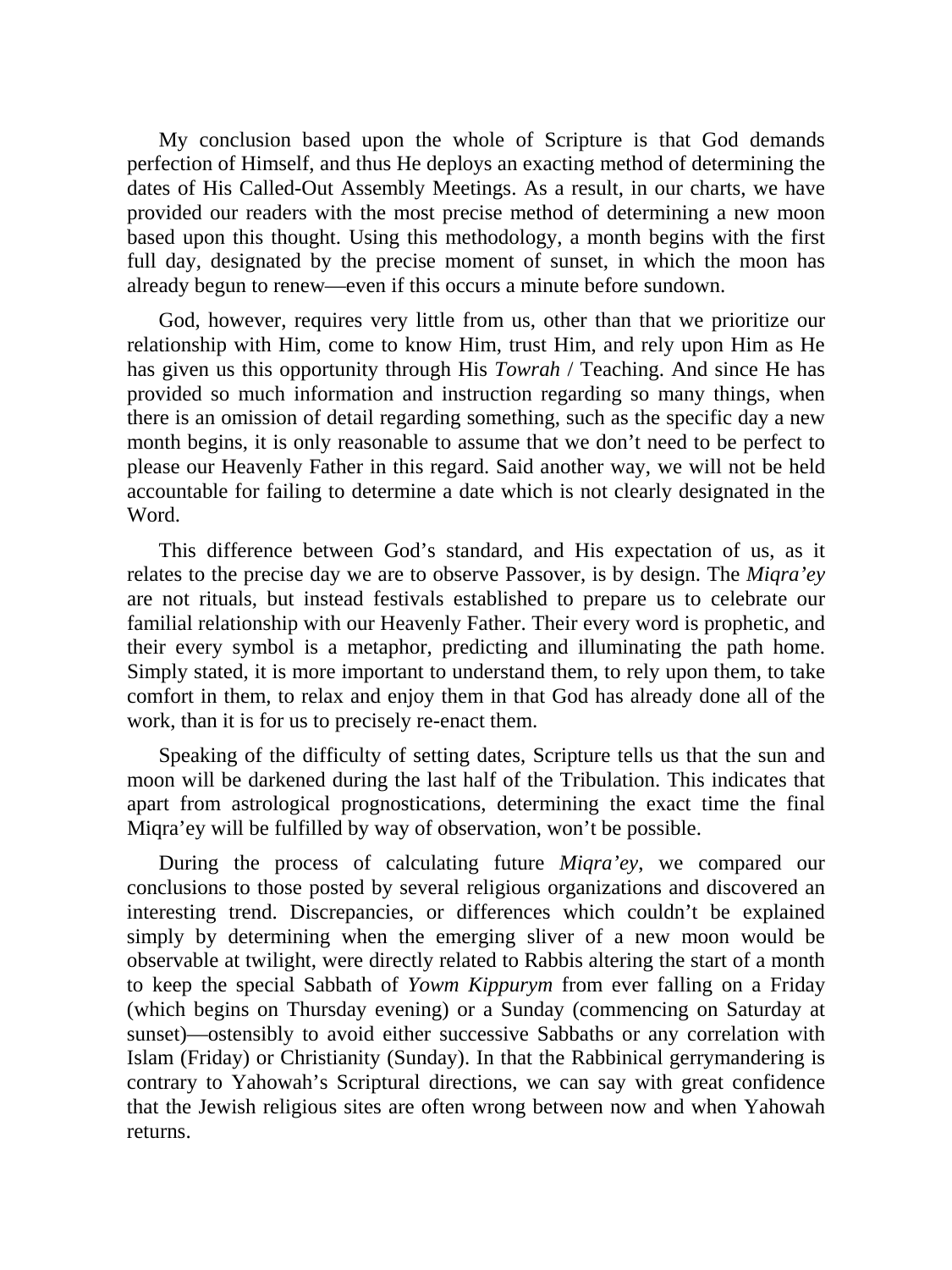My conclusion based upon the whole of Scripture is that God demands perfection of Himself, and thus He deploys an exacting method of determining the dates of His Called-Out Assembly Meetings. As a result, in our charts, we have provided our readers with the most precise method of determining a new moon based upon this thought. Using this methodology, a month begins with the first full day, designated by the precise moment of sunset, in which the moon has already begun to renew—even if this occurs a minute before sundown.

God, however, requires very little from us, other than that we prioritize our relationship with Him, come to know Him, trust Him, and rely upon Him as He has given us this opportunity through His *Towrah* / Teaching. And since He has provided so much information and instruction regarding so many things, when there is an omission of detail regarding something, such as the specific day a new month begins, it is only reasonable to assume that we don't need to be perfect to please our Heavenly Father in this regard. Said another way, we will not be held accountable for failing to determine a date which is not clearly designated in the Word.

This difference between God's standard, and His expectation of us, as it relates to the precise day we are to observe Passover, is by design. The *Miqra'ey* are not rituals, but instead festivals established to prepare us to celebrate our familial relationship with our Heavenly Father. Their every word is prophetic, and their every symbol is a metaphor, predicting and illuminating the path home. Simply stated, it is more important to understand them, to rely upon them, to take comfort in them, to relax and enjoy them in that God has already done all of the work, than it is for us to precisely re-enact them.

Speaking of the difficulty of setting dates, Scripture tells us that the sun and moon will be darkened during the last half of the Tribulation. This indicates that apart from astrological prognostications, determining the exact time the final Miqra'ey will be fulfilled by way of observation, won't be possible.

During the process of calculating future *Miqra'ey*, we compared our conclusions to those posted by several religious organizations and discovered an interesting trend. Discrepancies, or differences which couldn't be explained simply by determining when the emerging sliver of a new moon would be observable at twilight, were directly related to Rabbis altering the start of a month to keep the special Sabbath of *Yowm Kippurym* from ever falling on a Friday (which begins on Thursday evening) or a Sunday (commencing on Saturday at sunset)—ostensibly to avoid either successive Sabbaths or any correlation with Islam (Friday) or Christianity (Sunday). In that the Rabbinical gerrymandering is contrary to Yahowah's Scriptural directions, we can say with great confidence that the Jewish religious sites are often wrong between now and when Yahowah returns.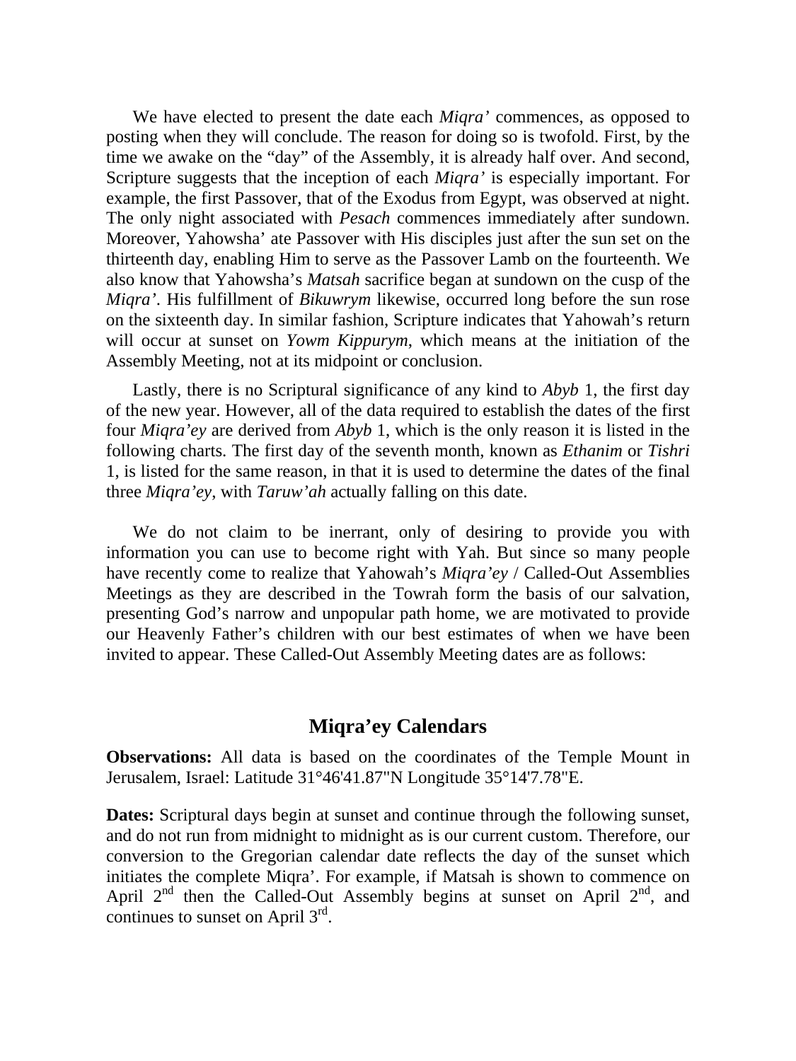We have elected to present the date each *Miqra'* commences, as opposed to posting when they will conclude. The reason for doing so is twofold. First, by the time we awake on the "day" of the Assembly, it is already half over. And second, Scripture suggests that the inception of each *Miqra'* is especially important. For example, the first Passover, that of the Exodus from Egypt, was observed at night. The only night associated with *Pesach* commences immediately after sundown. Moreover, Yahowsha' ate Passover with His disciples just after the sun set on the thirteenth day, enabling Him to serve as the Passover Lamb on the fourteenth. We also know that Yahowsha's *Matsah* sacrifice began at sundown on the cusp of the *Miqra'*. His fulfillment of *Bikuwrym* likewise, occurred long before the sun rose on the sixteenth day. In similar fashion, Scripture indicates that Yahowah's return will occur at sunset on *Yowm Kippurym*, which means at the initiation of the Assembly Meeting, not at its midpoint or conclusion.

Lastly, there is no Scriptural significance of any kind to *Abyb* 1, the first day of the new year. However, all of the data required to establish the dates of the first four *Miqra'ey* are derived from *Abyb* 1, which is the only reason it is listed in the following charts. The first day of the seventh month, known as *Ethanim* or *Tishri* 1, is listed for the same reason, in that it is used to determine the dates of the final three *Miqra'ey*, with *Taruw'ah* actually falling on this date.

We do not claim to be inerrant, only of desiring to provide you with information you can use to become right with Yah. But since so many people have recently come to realize that Yahowah's *Miqra'ey* / Called-Out Assemblies Meetings as they are described in the Towrah form the basis of our salvation, presenting God's narrow and unpopular path home, we are motivated to provide our Heavenly Father's children with our best estimates of when we have been invited to appear. These Called-Out Assembly Meeting dates are as follows:

## Miqra'ey Calendars

**Observations:** All data is based on the coordinates of the Temple Mount in Jerusalem, Israel: Latitude 31°46'41.87"N Longitude 35°14'7.78"E.

**Dates:** Scriptural days begin at sunset and continue through the following sunset, and do not run from midnight to midnight as is our current custom. Therefore, our conversion to the Gregorian calendar date reflects the day of the sunset which initiates the complete Miqra'. For example, if Matsah is shown to commence on April 2nd then the Called-Out Assembly begins at sunset on April 2nd, and continues to sunset on April 3rd.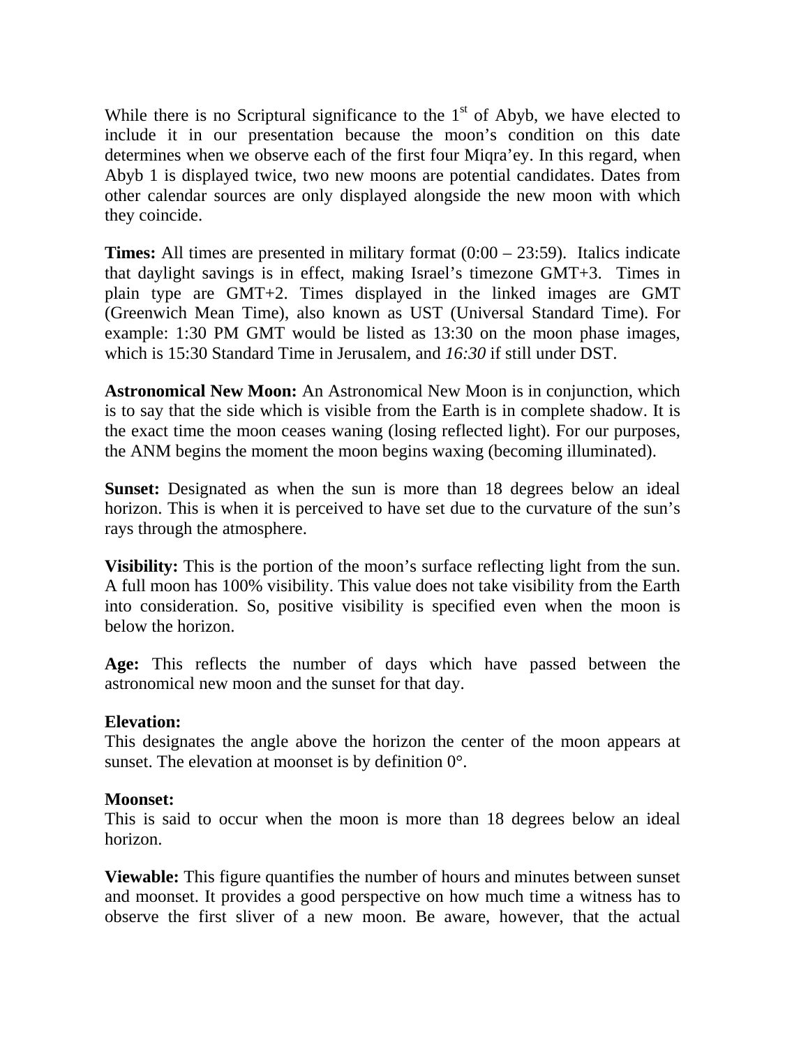While there is no Scriptural significance to the 1st of Abyb, we have elected to include it in our presentation because the moon's condition on this date determines when we observe each of the first four Miqra'ey. In this regard, when Abyb 1 is displayed twice, two new moons are potential candidates. Dates from other calendar sources are only displayed alongside the new moon with which they coincide.

**Times:** All times are presented in military format (0:00 – 23:59). Italics indicate that daylight savings is in effect, making Israel's timezone GMT+3. Times in plain type are GMT+2. Times displayed in the linked images are GMT (Greenwich Mean Time), also known as UST (Universal Standard Time). For example: 1:30 PM GMT would be listed as 13:30 on the moon phase images, which is 15:30 Standard Time in Jerusalem, and *16:30* if still under DST.

**Astronomical New Moon:** An Astronomical New Moon is in conjunction, which is to say that the side which is visible from the Earth is in complete shadow. It is the exact time the moon ceases waning (losing reflected light). For our purposes, the ANM begins the moment the moon begins waxing (becoming illuminated).

**Sunset:** Designated as when the sun is more than 18 degrees below an ideal horizon. This is when it is perceived to have set due to the curvature of the sun's rays through the atmosphere.

**Visibility:** This is the portion of the moon's surface reflecting light from the sun. A full moon has 100% visibility. This value does not take visibility from the Earth into consideration. So, positive visibility is specified even when the moon is below the horizon.

**Age:** This reflects the number of days which have passed between the astronomical new moon and the sunset for that day.

**Elevation:**
This designates the angle above the horizon the center of the moon appears at sunset. The elevation at moonset is by definition 0°.

**Moonset:**
This is said to occur when the moon is more than 18 degrees below an ideal horizon.

**Viewable:** This figure quantifies the number of hours and minutes between sunset and moonset. It provides a good perspective on how much time a witness has to observe the first sliver of a new moon. Be aware, however, that the actual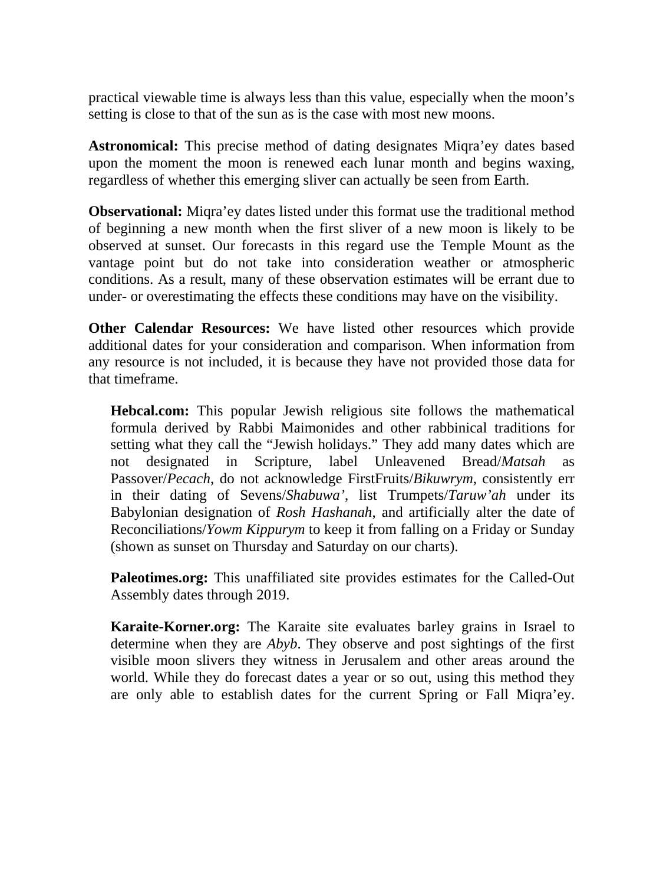practical viewable time is always less than this value, especially when the moon's setting is close to that of the sun as is the case with most new moons.

**Astronomical:** This precise method of dating designates Miqra'ey dates based upon the moment the moon is renewed each lunar month and begins waxing, regardless of whether this emerging sliver can actually be seen from Earth.

**Observational:** Miqra'ey dates listed under this format use the traditional method of beginning a new month when the first sliver of a new moon is likely to be observed at sunset. Our forecasts in this regard use the Temple Mount as the vantage point but do not take into consideration weather or atmospheric conditions. As a result, many of these observation estimates will be errant due to under- or overestimating the effects these conditions may have on the visibility.

**Other Calendar Resources:** We have listed other resources which provide additional dates for your consideration and comparison. When information from any resource is not included, it is because they have not provided those data for that timeframe.

> **Hebcal.com:** This popular Jewish religious site follows the mathematical formula derived by Rabbi Maimonides and other rabbinical traditions for setting what they call the "Jewish holidays." They add many dates which are not designated in Scripture, label Unleavened Bread/*Matsah* as Passover/*Pecach*, do not acknowledge FirstFruits/*Bikuwrym*, consistently err in their dating of Sevens/*Shabuwa'*, list Trumpets/*Taruw'ah* under its Babylonian designation of *Rosh Hashanah*, and artificially alter the date of Reconciliations/*Yowm Kippurym* to keep it from falling on a Friday or Sunday (shown as sunset on Thursday and Saturday on our charts).
>
> **Paleotimes.org:** This unaffiliated site provides estimates for the Called-Out Assembly dates through 2019.
>
> **Karaite-Korner.org:** The Karaite site evaluates barley grains in Israel to determine when they are *Abyb*. They observe and post sightings of the first visible moon slivers they witness in Jerusalem and other areas around the world. While they do forecast dates a year or so out, using this method they are only able to establish dates for the current Spring or Fall Miqra'ey.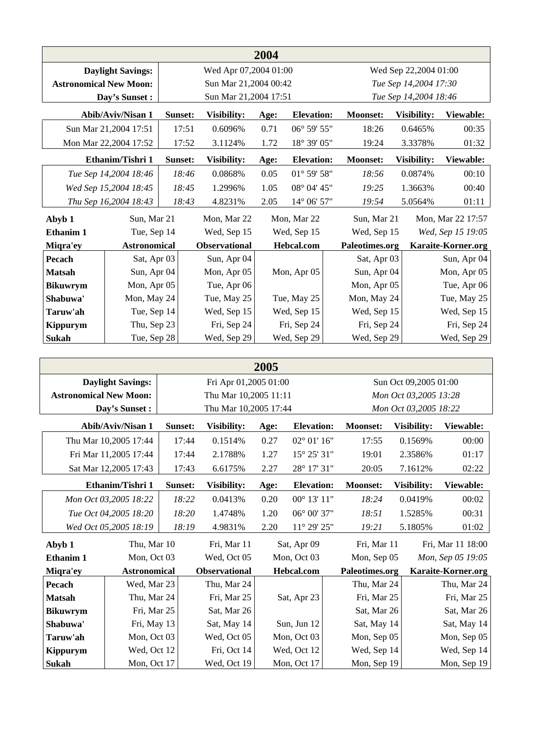## 2004

| | | |
|---|---|---|
| **Daylight Savings:** | Wed Apr 07,2004 01:00 | Wed Sep 22,2004 01:00 |
| **Astronomical New Moon:** | Sun Mar 21,2004 00:42 | *Tue Sep 14,2004 17:30* |
| **Day's Sunset :** | Sun Mar 21,2004 17:51 | *Tue Sep 14,2004 18:46* |

| **Abib/Aviv/Nisan 1** | **Sunset:** | **Visibility:** | **Age:** | **Elevation:** | **Moonset:** | **Visibility:** | **Viewable:** |
|---|---|---|---|---|---|---|---|
| Sun Mar 21,2004 17:51 | 17:51 | 0.6096% | 0.71 | 06° 59' 55" | 18:26 | 0.6465% | 00:35 |
| Mon Mar 22,2004 17:52 | 17:52 | 3.1124% | 1.72 | 18° 39' 05" | 19:24 | 3.3378% | 01:32 |

| **Ethanim/Tishri 1** | **Sunset:** | **Visibility:** | **Age:** | **Elevation:** | **Moonset:** | **Visibility:** | **Viewable:** |
|---|---|---|---|---|---|---|---|
| *Tue Sep 14,2004 18:46* | *18:46* | 0.0868% | 0.05 | 01° 59' 58" | *18:56* | 0.0874% | 00:10 |
| *Wed Sep 15,2004 18:45* | *18:45* | 1.2996% | 1.05 | 08° 04' 45" | *19:25* | 1.3663% | 00:40 |
| *Thu Sep 16,2004 18:43* | *18:43* | 4.8231% | 2.05 | 14° 06' 57" | *19:54* | 5.0564% | 01:11 |

| | | | | | |
|---|---|---|---|---|---|
| **Abyb 1** | Sun, Mar 21 | Mon, Mar 22 | Mon, Mar 22 | Sun, Mar 21 | Mon, Mar 22 17:57 |
| **Ethanim 1** | Tue, Sep 14 | Wed, Sep 15 | Wed, Sep 15 | Wed, Sep 15 | *Wed, Sep 15 19:05* |
| **Miqra'ey** | **Astronomical** | **Observational** | **Hebcal.com** | **Paleotimes.org** | **Karaite-Korner.org** |
| **Pecach** | Sat, Apr 03 | Sun, Apr 04 | | Sat, Apr 03 | Sun, Apr 04 |
| **Matsah** | Sun, Apr 04 | Mon, Apr 05 | Mon, Apr 05 | Sun, Apr 04 | Mon, Apr 05 |
| **Bikuwrym** | Mon, Apr 05 | Tue, Apr 06 | | Mon, Apr 05 | Tue, Apr 06 |
| **Shabuwa'** | Mon, May 24 | Tue, May 25 | Tue, May 25 | Mon, May 24 | Tue, May 25 |
| **Taruw'ah** | Tue, Sep 14 | Wed, Sep 15 | Wed, Sep 15 | Wed, Sep 15 | Wed, Sep 15 |
| **Kippurym** | Thu, Sep 23 | Fri, Sep 24 | Fri, Sep 24 | Fri, Sep 24 | Fri, Sep 24 |
| **Sukah** | Tue, Sep 28 | Wed, Sep 29 | Wed, Sep 29 | Wed, Sep 29 | Wed, Sep 29 |

## 2005

| | | |
|---|---|---|
| **Daylight Savings:** | Fri Apr 01,2005 01:00 | Sun Oct 09,2005 01:00 |
| **Astronomical New Moon:** | Thu Mar 10,2005 11:11 | *Mon Oct 03,2005 13:28* |
| **Day's Sunset :** | Thu Mar 10,2005 17:44 | *Mon Oct 03,2005 18:22* |

| **Abib/Aviv/Nisan 1** | **Sunset:** | **Visibility:** | **Age:** | **Elevation:** | **Moonset:** | **Visibility:** | **Viewable:** |
|---|---|---|---|---|---|---|---|
| Thu Mar 10,2005 17:44 | 17:44 | 0.1514% | 0.27 | 02° 01' 16" | 17:55 | 0.1569% | 00:00 |
| Fri Mar 11,2005 17:44 | 17:44 | 2.1788% | 1.27 | 15° 25' 31" | 19:01 | 2.3586% | 01:17 |
| Sat Mar 12,2005 17:43 | 17:43 | 6.6175% | 2.27 | 28° 17' 31" | 20:05 | 7.1612% | 02:22 |

| **Ethanim/Tishri 1** | **Sunset:** | **Visibility:** | **Age:** | **Elevation:** | **Moonset:** | **Visibility:** | **Viewable:** |
|---|---|---|---|---|---|---|---|
| *Mon Oct 03,2005 18:22* | *18:22* | 0.0413% | 0.20 | 00° 13' 11" | *18:24* | 0.0419% | 00:02 |
| *Tue Oct 04,2005 18:20* | *18:20* | 1.4748% | 1.20 | 06° 00' 37" | *18:51* | 1.5285% | 00:31 |
| *Wed Oct 05,2005 18:19* | *18:19* | 4.9831% | 2.20 | 11° 29' 25" | *19:21* | 5.1805% | 01:02 |

| | | | | | |
|---|---|---|---|---|---|
| **Abyb 1** | Thu, Mar 10 | Fri, Mar 11 | Sat, Apr 09 | Fri, Mar 11 | Fri, Mar 11 18:00 |
| **Ethanim 1** | Mon, Oct 03 | Wed, Oct 05 | Mon, Oct 03 | Mon, Sep 05 | *Mon, Sep 05 19:05* |
| **Miqra'ey** | **Astronomical** | **Observational** | **Hebcal.com** | **Paleotimes.org** | **Karaite-Korner.org** |
| **Pecach** | Wed, Mar 23 | Thu, Mar 24 | | Thu, Mar 24 | Thu, Mar 24 |
| **Matsah** | Thu, Mar 24 | Fri, Mar 25 | Sat, Apr 23 | Fri, Mar 25 | Fri, Mar 25 |
| **Bikuwrym** | Fri, Mar 25 | Sat, Mar 26 | | Sat, Mar 26 | Sat, Mar 26 |
| **Shabuwa'** | Fri, May 13 | Sat, May 14 | Sun, Jun 12 | Sat, May 14 | Sat, May 14 |
| **Taruw'ah** | Mon, Oct 03 | Wed, Oct 05 | Mon, Oct 03 | Mon, Sep 05 | Mon, Sep 05 |
| **Kippurym** | Wed, Oct 12 | Fri, Oct 14 | Wed, Oct 12 | Wed, Sep 14 | Wed, Sep 14 |
| **Sukah** | Mon, Oct 17 | Wed, Oct 19 | Mon, Oct 17 | Mon, Sep 19 | Mon, Sep 19 |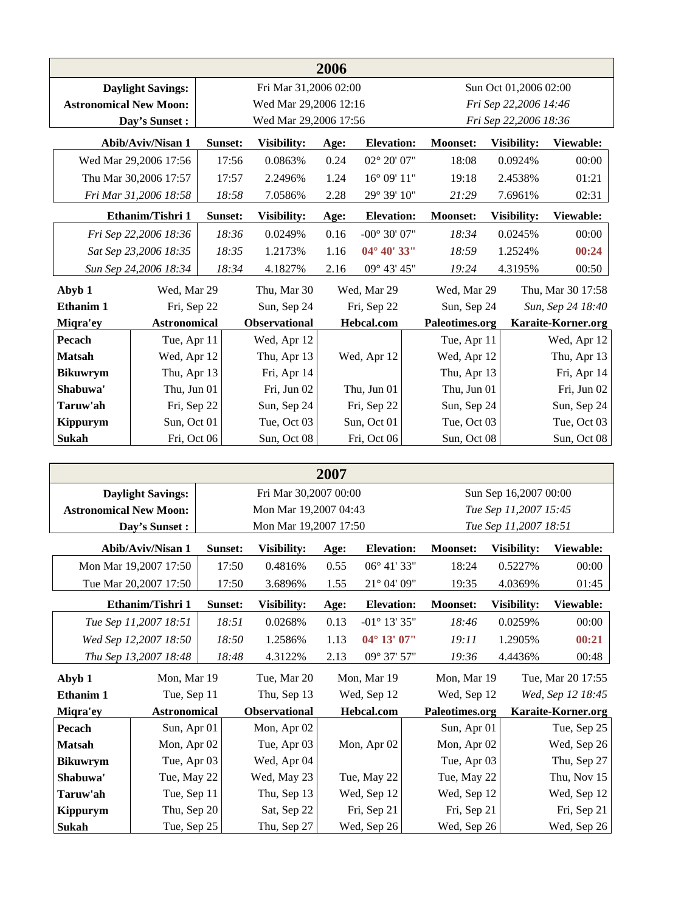## 2006

| | | |
|---|---|---|
| **Daylight Savings:** | Fri Mar 31,2006 02:00 | Sun Oct 01,2006 02:00 |
| **Astronomical New Moon:** | Wed Mar 29,2006 12:16 | *Fri Sep 22,2006 14:46* |
| **Day's Sunset :** | Wed Mar 29,2006 17:56 | *Fri Sep 22,2006 18:36* |

| Abib/Aviv/Nisan 1 | Sunset: | Visibility: | Age: | Elevation: | Moonset: | Visibility: | Viewable: |
|---|---|---|---|---|---|---|---|
| Wed Mar 29,2006 17:56 | 17:56 | 0.0863% | 0.24 | 02° 20' 07" | 18:08 | 0.0924% | 00:00 |
| Thu Mar 30,2006 17:57 | 17:57 | 2.2496% | 1.24 | 16° 09' 11" | 19:18 | 2.4538% | 01:21 |
| *Fri Mar 31,2006 18:58* | *18:58* | 7.0586% | 2.28 | 29° 39' 10" | *21:29* | 7.6961% | 02:31 |

| Ethanim/Tishri 1 | Sunset: | Visibility: | Age: | Elevation: | Moonset: | Visibility: | Viewable: |
|---|---|---|---|---|---|---|---|
| *Fri Sep 22,2006 18:36* | *18:36* | 0.0249% | 0.16 | -00° 30' 07" | *18:34* | 0.0245% | 00:00 |
| *Sat Sep 23,2006 18:35* | *18:35* | 1.2173% | 1.16 | **04° 40' 33"** | *18:59* | 1.2524% | **00:24** |
| *Sun Sep 24,2006 18:34* | *18:34* | 4.1827% | 2.16 | 09° 43' 45" | *19:24* | 4.3195% | 00:50 |

| | Astronomical | Observational | Hebcal.com | Paleotimes.org | Karaite-Korner.org |
|---|---|---|---|---|---|
| **Abyb 1** | Wed, Mar 29 | Thu, Mar 30 | Wed, Mar 29 | Wed, Mar 29 | Thu, Mar 30 17:58 |
| **Ethanim 1** | Fri, Sep 22 | Sun, Sep 24 | Fri, Sep 22 | Sun, Sep 24 | *Sun, Sep 24 18:40* |
| **Miqra'ey** | **Astronomical** | **Observational** | **Hebcal.com** | **Paleotimes.org** | **Karaite-Korner.org** |
| **Pecach** | Tue, Apr 11 | Wed, Apr 12 | | Tue, Apr 11 | Wed, Apr 12 |
| **Matsah** | Wed, Apr 12 | Thu, Apr 13 | Wed, Apr 12 | Wed, Apr 12 | Thu, Apr 13 |
| **Bikuwrym** | Thu, Apr 13 | Fri, Apr 14 | | Thu, Apr 13 | Fri, Apr 14 |
| **Shabuwa'** | Thu, Jun 01 | Fri, Jun 02 | Thu, Jun 01 | Thu, Jun 01 | Fri, Jun 02 |
| **Taruw'ah** | Fri, Sep 22 | Sun, Sep 24 | Fri, Sep 22 | Sun, Sep 24 | Sun, Sep 24 |
| **Kippurym** | Sun, Oct 01 | Tue, Oct 03 | Sun, Oct 01 | Tue, Oct 03 | Tue, Oct 03 |
| **Sukah** | Fri, Oct 06 | Sun, Oct 08 | Fri, Oct 06 | Sun, Oct 08 | Sun, Oct 08 |

## 2007

| | | |
|---|---|---|
| **Daylight Savings:** | Fri Mar 30,2007 00:00 | Sun Sep 16,2007 00:00 |
| **Astronomical New Moon:** | Mon Mar 19,2007 04:43 | *Tue Sep 11,2007 15:45* |
| **Day's Sunset :** | Mon Mar 19,2007 17:50 | *Tue Sep 11,2007 18:51* |

| Abib/Aviv/Nisan 1 | Sunset: | Visibility: | Age: | Elevation: | Moonset: | Visibility: | Viewable: |
|---|---|---|---|---|---|---|---|
| Mon Mar 19,2007 17:50 | 17:50 | 0.4816% | 0.55 | 06° 41' 33" | 18:24 | 0.5227% | 00:00 |
| Tue Mar 20,2007 17:50 | 17:50 | 3.6896% | 1.55 | 21° 04' 09" | 19:35 | 4.0369% | 01:45 |

| Ethanim/Tishri 1 | Sunset: | Visibility: | Age: | Elevation: | Moonset: | Visibility: | Viewable: |
|---|---|---|---|---|---|---|---|
| *Tue Sep 11,2007 18:51* | *18:51* | 0.0268% | 0.13 | -01° 13' 35" | *18:46* | 0.0259% | 00:00 |
| *Wed Sep 12,2007 18:50* | *18:50* | 1.2586% | 1.13 | **04° 13' 07"** | *19:11* | 1.2905% | **00:21** |
| *Thu Sep 13,2007 18:48* | *18:48* | 4.3122% | 2.13 | 09° 37' 57" | *19:36* | 4.4436% | 00:48 |

| | Astronomical | Observational | Hebcal.com | Paleotimes.org | Karaite-Korner.org |
|---|---|---|---|---|---|
| **Abyb 1** | Mon, Mar 19 | Tue, Mar 20 | Mon, Mar 19 | Mon, Mar 19 | Tue, Mar 20 17:55 |
| **Ethanim 1** | Tue, Sep 11 | Thu, Sep 13 | Wed, Sep 12 | Wed, Sep 12 | *Wed, Sep 12 18:45* |
| **Miqra'ey** | **Astronomical** | **Observational** | **Hebcal.com** | **Paleotimes.org** | **Karaite-Korner.org** |
| **Pecach** | Sun, Apr 01 | Mon, Apr 02 | | Sun, Apr 01 | Tue, Sep 25 |
| **Matsah** | Mon, Apr 02 | Tue, Apr 03 | Mon, Apr 02 | Mon, Apr 02 | Wed, Sep 26 |
| **Bikuwrym** | Tue, Apr 03 | Wed, Apr 04 | | Tue, Apr 03 | Thu, Sep 27 |
| **Shabuwa'** | Tue, May 22 | Wed, May 23 | Tue, May 22 | Tue, May 22 | Thu, Nov 15 |
| **Taruw'ah** | Tue, Sep 11 | Thu, Sep 13 | Wed, Sep 12 | Wed, Sep 12 | Wed, Sep 12 |
| **Kippurym** | Thu, Sep 20 | Sat, Sep 22 | Fri, Sep 21 | Fri, Sep 21 | Fri, Sep 21 |
| **Sukah** | Tue, Sep 25 | Thu, Sep 27 | Wed, Sep 26 | Wed, Sep 26 | Wed, Sep 26 |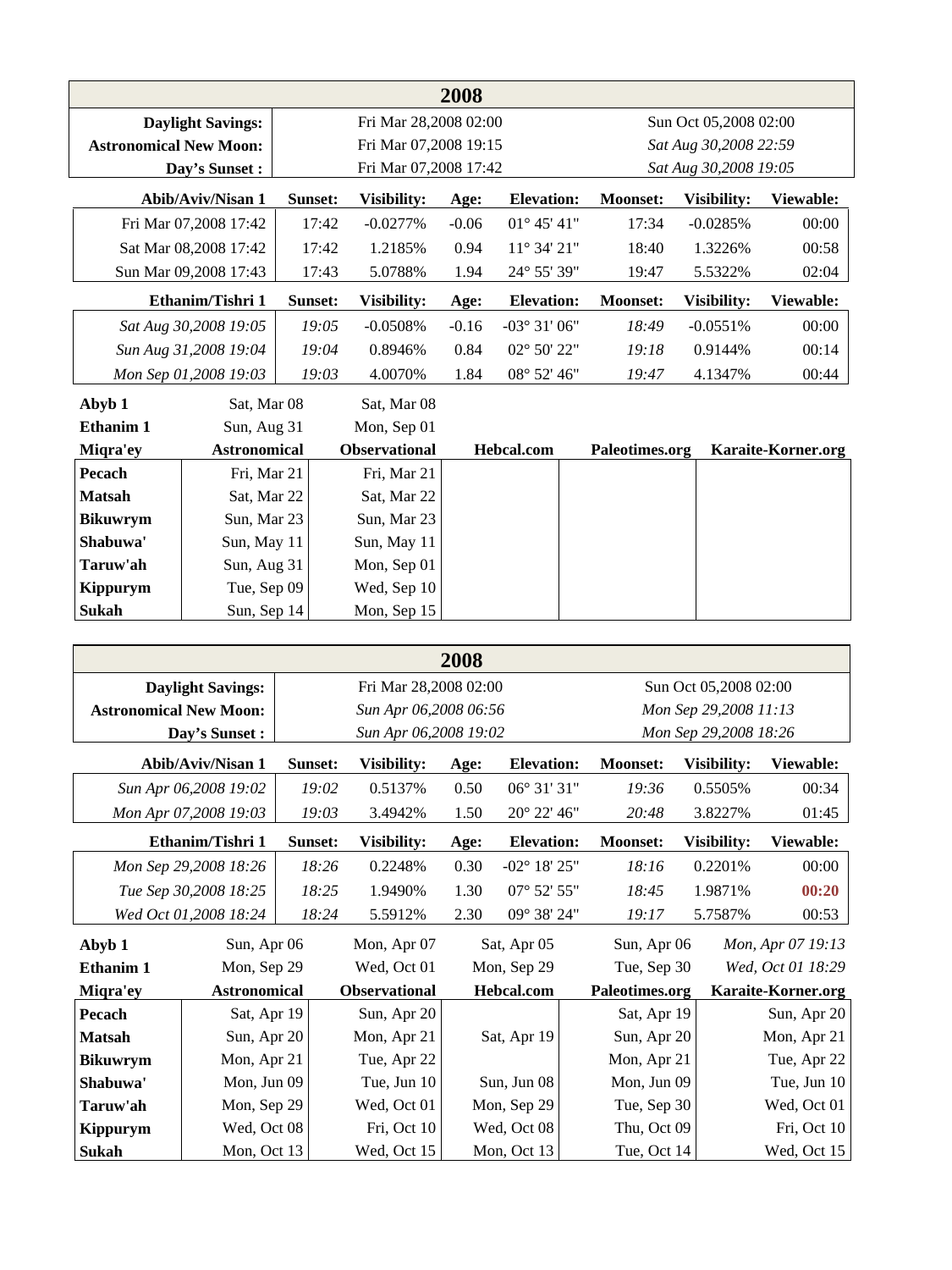## 2008

| | | |
|---|---|---|
| **Daylight Savings:** | Fri Mar 28,2008 02:00 | Sun Oct 05,2008 02:00 |
| **Astronomical New Moon:** | Fri Mar 07,2008 19:15 | *Sat Aug 30,2008 22:59* |
| **Day's Sunset :** | Fri Mar 07,2008 17:42 | *Sat Aug 30,2008 19:05* |

| Abib/Aviv/Nisan 1 | Sunset: | Visibility: | Age: | Elevation: | Moonset: | Visibility: | Viewable: |
|---|---|---|---|---|---|---|---|
| Fri Mar 07,2008 17:42 | 17:42 | -0.0277% | -0.06 | 01° 45' 41" | 17:34 | -0.0285% | 00:00 |
| Sat Mar 08,2008 17:42 | 17:42 | 1.2185% | 0.94 | 11° 34' 21" | 18:40 | 1.3226% | 00:58 |
| Sun Mar 09,2008 17:43 | 17:43 | 5.0788% | 1.94 | 24° 55' 39" | 19:47 | 5.5322% | 02:04 |

| Ethanim/Tishri 1 | Sunset: | Visibility: | Age: | Elevation: | Moonset: | Visibility: | Viewable: |
|---|---|---|---|---|---|---|---|
| *Sat Aug 30,2008 19:05* | *19:05* | -0.0508% | -0.16 | -03° 31' 06" | *18:49* | -0.0551% | 00:00 |
| *Sun Aug 31,2008 19:04* | *19:04* | 0.8946% | 0.84 | 02° 50' 22" | *19:18* | 0.9144% | 00:14 |
| *Mon Sep 01,2008 19:03* | *19:03* | 4.0070% | 1.84 | 08° 52' 46" | *19:47* | 4.1347% | 00:44 |

| | | | | | |
|---|---|---|---|---|---|
| **Abyb 1** | Sat, Mar 08 | Sat, Mar 08 | | | |
| **Ethanim 1** | Sun, Aug 31 | Mon, Sep 01 | | | |
| **Miqra'ey** | **Astronomical** | **Observational** | **Hebcal.com** | **Paleotimes.org** | **Karaite-Korner.org** |
| **Pecach** | Fri, Mar 21 | Fri, Mar 21 | | | |
| **Matsah** | Sat, Mar 22 | Sat, Mar 22 | | | |
| **Bikuwrym** | Sun, Mar 23 | Sun, Mar 23 | | | |
| **Shabuwa'** | Sun, May 11 | Sun, May 11 | | | |
| **Taruw'ah** | Sun, Aug 31 | Mon, Sep 01 | | | |
| **Kippurym** | Tue, Sep 09 | Wed, Sep 10 | | | |
| **Sukah** | Sun, Sep 14 | Mon, Sep 15 | | | |

## 2008

| | | |
|---|---|---|
| **Daylight Savings:** | Fri Mar 28,2008 02:00 | Sun Oct 05,2008 02:00 |
| **Astronomical New Moon:** | *Sun Apr 06,2008 06:56* | *Mon Sep 29,2008 11:13* |
| **Day's Sunset :** | *Sun Apr 06,2008 19:02* | *Mon Sep 29,2008 18:26* |

| Abib/Aviv/Nisan 1 | Sunset: | Visibility: | Age: | Elevation: | Moonset: | Visibility: | Viewable: |
|---|---|---|---|---|---|---|---|
| *Sun Apr 06,2008 19:02* | *19:02* | 0.5137% | 0.50 | 06° 31' 31" | *19:36* | 0.5505% | 00:34 |
| *Mon Apr 07,2008 19:03* | *19:03* | 3.4942% | 1.50 | 20° 22' 46" | *20:48* | 3.8227% | 01:45 |

| Ethanim/Tishri 1 | Sunset: | Visibility: | Age: | Elevation: | Moonset: | Visibility: | Viewable: |
|---|---|---|---|---|---|---|---|
| *Mon Sep 29,2008 18:26* | *18:26* | 0.2248% | 0.30 | -02° 18' 25" | *18:16* | 0.2201% | 00:00 |
| *Tue Sep 30,2008 18:25* | *18:25* | 1.9490% | 1.30 | 07° 52' 55" | *18:45* | 1.9871% | **00:20** |
| *Wed Oct 01,2008 18:24* | *18:24* | 5.5912% | 2.30 | 09° 38' 24" | *19:17* | 5.7587% | 00:53 |

| | | | | | |
|---|---|---|---|---|---|
| **Abyb 1** | Sun, Apr 06 | Mon, Apr 07 | Sat, Apr 05 | Sun, Apr 06 | *Mon, Apr 07 19:13* |
| **Ethanim 1** | Mon, Sep 29 | Wed, Oct 01 | Mon, Sep 29 | Tue, Sep 30 | *Wed, Oct 01 18:29* |
| **Miqra'ey** | **Astronomical** | **Observational** | **Hebcal.com** | **Paleotimes.org** | **Karaite-Korner.org** |
| **Pecach** | Sat, Apr 19 | Sun, Apr 20 | | Sat, Apr 19 | Sun, Apr 20 |
| **Matsah** | Sun, Apr 20 | Mon, Apr 21 | Sat, Apr 19 | Sun, Apr 20 | Mon, Apr 21 |
| **Bikuwrym** | Mon, Apr 21 | Tue, Apr 22 | | Mon, Apr 21 | Tue, Apr 22 |
| **Shabuwa'** | Mon, Jun 09 | Tue, Jun 10 | Sun, Jun 08 | Mon, Jun 09 | Tue, Jun 10 |
| **Taruw'ah** | Mon, Sep 29 | Wed, Oct 01 | Mon, Sep 29 | Tue, Sep 30 | Wed, Oct 01 |
| **Kippurym** | Wed, Oct 08 | Fri, Oct 10 | Wed, Oct 08 | Thu, Oct 09 | Fri, Oct 10 |
| **Sukah** | Mon, Oct 13 | Wed, Oct 15 | Mon, Oct 13 | Tue, Oct 14 | Wed, Oct 15 |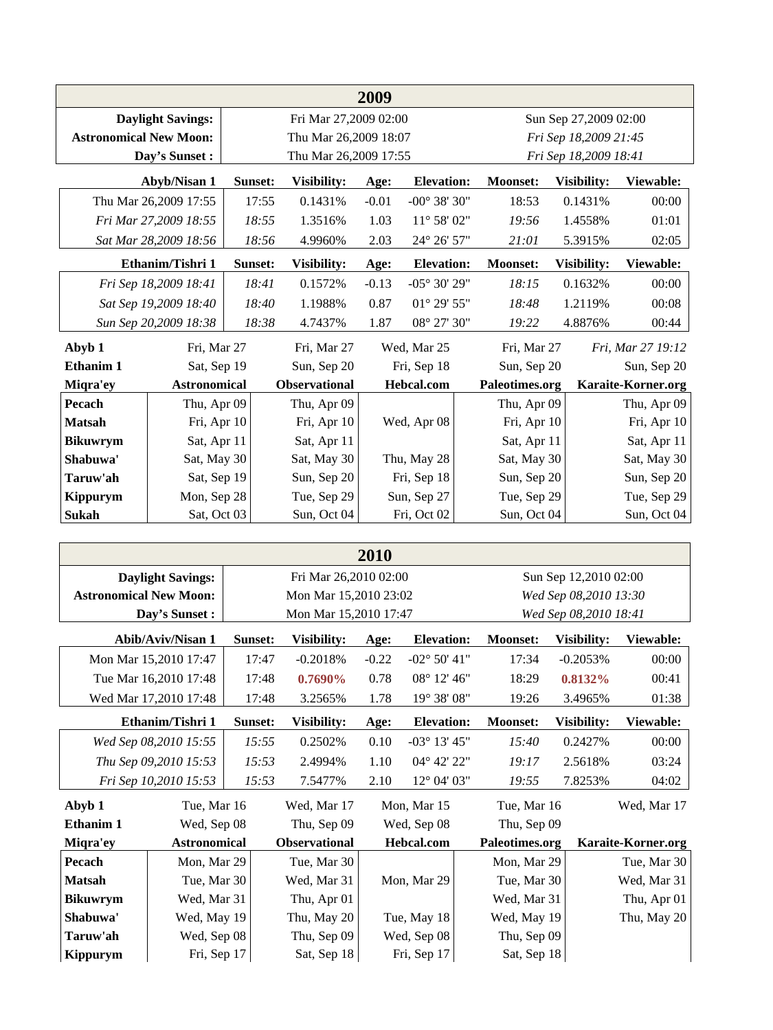## 2009

| | | |
|---|---|---|
| **Daylight Savings:** | Fri Mar 27,2009 02:00 | Sun Sep 27,2009 02:00 |
| **Astronomical New Moon:** | Thu Mar 26,2009 18:07 | *Fri Sep 18,2009 21:45* |
| **Day's Sunset :** | Thu Mar 26,2009 17:55 | *Fri Sep 18,2009 18:41* |

| Abyb/Nisan 1 | Sunset: | Visibility: | Age: | Elevation: | Moonset: | Visibility: | Viewable: |
|---|---|---|---|---|---|---|---|
| Thu Mar 26,2009 17:55 | 17:55 | 0.1431% | -0.01 | -00° 38' 30" | 18:53 | 0.1431% | 00:00 |
| *Fri Mar 27,2009 18:55* | *18:55* | 1.3516% | 1.03 | 11° 58' 02" | *19:56* | 1.4558% | 01:01 |
| *Sat Mar 28,2009 18:56* | *18:56* | 4.9960% | 2.03 | 24° 26' 57" | *21:01* | 5.3915% | 02:05 |

| Ethanim/Tishri 1 | Sunset: | Visibility: | Age: | Elevation: | Moonset: | Visibility: | Viewable: |
|---|---|---|---|---|---|---|---|
| *Fri Sep 18,2009 18:41* | *18:41* | 0.1572% | -0.13 | -05° 30' 29" | *18:15* | 0.1632% | 00:00 |
| *Sat Sep 19,2009 18:40* | *18:40* | 1.1988% | 0.87 | 01° 29' 55" | *18:48* | 1.2119% | 00:08 |
| *Sun Sep 20,2009 18:38* | *18:38* | 4.7437% | 1.87 | 08° 27' 30" | *19:22* | 4.8876% | 00:44 |

| | Astronomical | Observational | Hebcal.com | Paleotimes.org | Karaite-Korner.org |
|---|---|---|---|---|---|
| **Abyb 1** | Fri, Mar 27 | Fri, Mar 27 | Wed, Mar 25 | Fri, Mar 27 | *Fri, Mar 27 19:12* |
| **Ethanim 1** | Sat, Sep 19 | Sun, Sep 20 | Fri, Sep 18 | Sun, Sep 20 | Sun, Sep 20 |
| **Miqra'ey** | **Astronomical** | **Observational** | **Hebcal.com** | **Paleotimes.org** | **Karaite-Korner.org** |
| **Pecach** | Thu, Apr 09 | Thu, Apr 09 | | Thu, Apr 09 | Thu, Apr 09 |
| **Matsah** | Fri, Apr 10 | Fri, Apr 10 | Wed, Apr 08 | Fri, Apr 10 | Fri, Apr 10 |
| **Bikuwrym** | Sat, Apr 11 | Sat, Apr 11 | | Sat, Apr 11 | Sat, Apr 11 |
| **Shabuwa'** | Sat, May 30 | Sat, May 30 | Thu, May 28 | Sat, May 30 | Sat, May 30 |
| **Taruw'ah** | Sat, Sep 19 | Sun, Sep 20 | Fri, Sep 18 | Sun, Sep 20 | Sun, Sep 20 |
| **Kippurym** | Mon, Sep 28 | Tue, Sep 29 | Sun, Sep 27 | Tue, Sep 29 | Tue, Sep 29 |
| **Sukah** | Sat, Oct 03 | Sun, Oct 04 | Fri, Oct 02 | Sun, Oct 04 | Sun, Oct 04 |

## 2010

| | | |
|---|---|---|
| **Daylight Savings:** | Fri Mar 26,2010 02:00 | Sun Sep 12,2010 02:00 |
| **Astronomical New Moon:** | Mon Mar 15,2010 23:02 | *Wed Sep 08,2010 13:30* |
| **Day's Sunset :** | Mon Mar 15,2010 17:47 | *Wed Sep 08,2010 18:41* |

| Abib/Aviv/Nisan 1 | Sunset: | Visibility: | Age: | Elevation: | Moonset: | Visibility: | Viewable: |
|---|---|---|---|---|---|---|---|
| Mon Mar 15,2010 17:47 | 17:47 | -0.2018% | -0.22 | -02° 50' 41" | 17:34 | -0.2053% | 00:00 |
| Tue Mar 16,2010 17:48 | 17:48 | **0.7690%** | 0.78 | 08° 12' 46" | 18:29 | **0.8132%** | 00:41 |
| Wed Mar 17,2010 17:48 | 17:48 | 3.2565% | 1.78 | 19° 38' 08" | 19:26 | 3.4965% | 01:38 |

| Ethanim/Tishri 1 | Sunset: | Visibility: | Age: | Elevation: | Moonset: | Visibility: | Viewable: |
|---|---|---|---|---|---|---|---|
| *Wed Sep 08,2010 15:55* | *15:55* | 0.2502% | 0.10 | -03° 13' 45" | *15:40* | 0.2427% | 00:00 |
| *Thu Sep 09,2010 15:53* | *15:53* | 2.4994% | 1.10 | 04° 42' 22" | *19:17* | 2.5618% | 03:24 |
| *Fri Sep 10,2010 15:53* | *15:53* | 7.5477% | 2.10 | 12° 04' 03" | *19:55* | 7.8253% | 04:02 |

| | Astronomical | Observational | Hebcal.com | Paleotimes.org | Karaite-Korner.org |
|---|---|---|---|---|---|
| **Abyb 1** | Tue, Mar 16 | Wed, Mar 17 | Mon, Mar 15 | Tue, Mar 16 | Wed, Mar 17 |
| **Ethanim 1** | Wed, Sep 08 | Thu, Sep 09 | Wed, Sep 08 | Thu, Sep 09 | |
| **Miqra'ey** | **Astronomical** | **Observational** | **Hebcal.com** | **Paleotimes.org** | **Karaite-Korner.org** |
| **Pecach** | Mon, Mar 29 | Tue, Mar 30 | | Mon, Mar 29 | Tue, Mar 30 |
| **Matsah** | Tue, Mar 30 | Wed, Mar 31 | Mon, Mar 29 | Tue, Mar 30 | Wed, Mar 31 |
| **Bikuwrym** | Wed, Mar 31 | Thu, Apr 01 | | Wed, Mar 31 | Thu, Apr 01 |
| **Shabuwa'** | Wed, May 19 | Thu, May 20 | Tue, May 18 | Wed, May 19 | Thu, May 20 |
| **Taruw'ah** | Wed, Sep 08 | Thu, Sep 09 | Wed, Sep 08 | Thu, Sep 09 | |
| **Kippurym** | Fri, Sep 17 | Sat, Sep 18 | Fri, Sep 17 | Sat, Sep 18 | |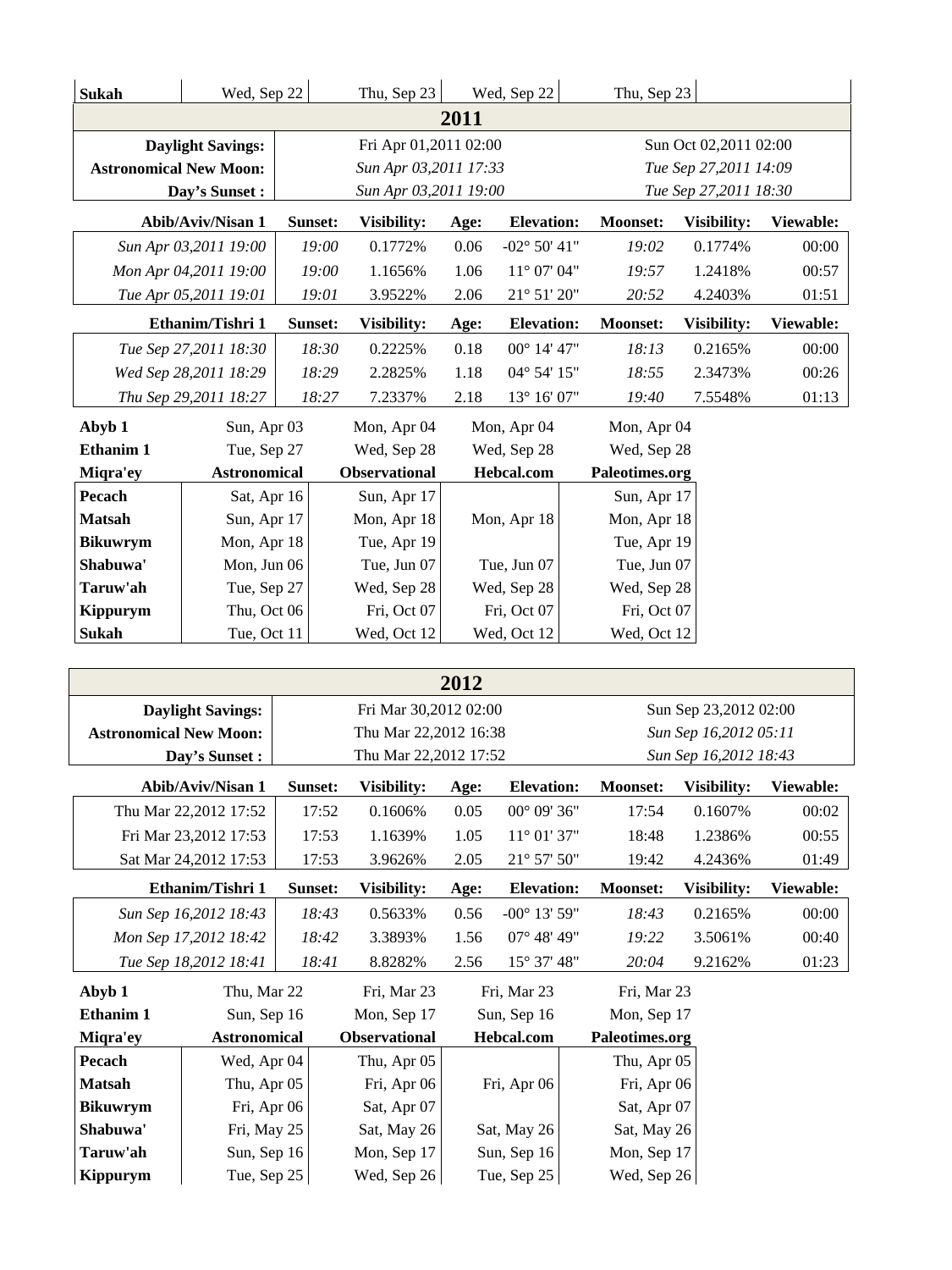| Sukah | Wed, Sep 22 | Thu, Sep 23 | Wed, Sep 22 | Thu, Sep 23 |
|---|---|---|---|---|

## 2011

| | | |
|---|---|---|
| **Daylight Savings:** | Fri Apr 01,2011 02:00 | Sun Oct 02,2011 02:00 |
| **Astronomical New Moon:** | *Sun Apr 03,2011 17:33* | *Tue Sep 27,2011 14:09* |
| **Day's Sunset :** | *Sun Apr 03,2011 19:00* | *Tue Sep 27,2011 18:30* |

| Abib/Aviv/Nisan 1 | Sunset: | Visibility: | Age: | Elevation: | Moonset: | Visibility: | Viewable: |
|---|---|---|---|---|---|---|---|
| *Sun Apr 03,2011 19:00* | *19:00* | 0.1772% | 0.06 | -02° 50' 41" | *19:02* | 0.1774% | 00:00 |
| *Mon Apr 04,2011 19:00* | *19:00* | 1.1656% | 1.06 | 11° 07' 04" | *19:57* | 1.2418% | 00:57 |
| *Tue Apr 05,2011 19:01* | *19:01* | 3.9522% | 2.06 | 21° 51' 20" | *20:52* | 4.2403% | 01:51 |

| Ethanim/Tishri 1 | Sunset: | Visibility: | Age: | Elevation: | Moonset: | Visibility: | Viewable: |
|---|---|---|---|---|---|---|---|
| *Tue Sep 27,2011 18:30* | *18:30* | 0.2225% | 0.18 | 00° 14' 47" | *18:13* | 0.2165% | 00:00 |
| *Wed Sep 28,2011 18:29* | *18:29* | 2.2825% | 1.18 | 04° 54' 15" | *18:55* | 2.3473% | 00:26 |
| *Thu Sep 29,2011 18:27* | *18:27* | 7.2337% | 2.18 | 13° 16' 07" | *19:40* | 7.5548% | 01:13 |

| | | | | |
|---|---|---|---|---|
| **Abyb 1** | Sun, Apr 03 | Mon, Apr 04 | Mon, Apr 04 | Mon, Apr 04 |
| **Ethanim 1** | Tue, Sep 27 | Wed, Sep 28 | Wed, Sep 28 | Wed, Sep 28 |
| **Miqra'ey** | **Astronomical** | **Observational** | **Hebcal.com** | **Paleotimes.org** |
| **Pecach** | Sat, Apr 16 | Sun, Apr 17 | | Sun, Apr 17 |
| **Matsah** | Sun, Apr 17 | Mon, Apr 18 | Mon, Apr 18 | Mon, Apr 18 |
| **Bikuwrym** | Mon, Apr 18 | Tue, Apr 19 | | Tue, Apr 19 |
| **Shabuwa'** | Mon, Jun 06 | Tue, Jun 07 | Tue, Jun 07 | Tue, Jun 07 |
| **Taruw'ah** | Tue, Sep 27 | Wed, Sep 28 | Wed, Sep 28 | Wed, Sep 28 |
| **Kippurym** | Thu, Oct 06 | Fri, Oct 07 | Fri, Oct 07 | Fri, Oct 07 |
| **Sukah** | Tue, Oct 11 | Wed, Oct 12 | Wed, Oct 12 | Wed, Oct 12 |

## 2012

| | | |
|---|---|---|
| **Daylight Savings:** | Fri Mar 30,2012 02:00 | Sun Sep 23,2012 02:00 |
| **Astronomical New Moon:** | Thu Mar 22,2012 16:38 | *Sun Sep 16,2012 05:11* |
| **Day's Sunset :** | Thu Mar 22,2012 17:52 | *Sun Sep 16,2012 18:43* |

| Abib/Aviv/Nisan 1 | Sunset: | Visibility: | Age: | Elevation: | Moonset: | Visibility: | Viewable: |
|---|---|---|---|---|---|---|---|
| Thu Mar 22,2012 17:52 | 17:52 | 0.1606% | 0.05 | 00° 09' 36" | 17:54 | 0.1607% | 00:02 |
| Fri Mar 23,2012 17:53 | 17:53 | 1.1639% | 1.05 | 11° 01' 37" | 18:48 | 1.2386% | 00:55 |
| Sat Mar 24,2012 17:53 | 17:53 | 3.9626% | 2.05 | 21° 57' 50" | 19:42 | 4.2436% | 01:49 |

| Ethanim/Tishri 1 | Sunset: | Visibility: | Age: | Elevation: | Moonset: | Visibility: | Viewable: |
|---|---|---|---|---|---|---|---|
| *Sun Sep 16,2012 18:43* | *18:43* | 0.5633% | 0.56 | -00° 13' 59" | *18:43* | 0.2165% | 00:00 |
| *Mon Sep 17,2012 18:42* | *18:42* | 3.3893% | 1.56 | 07° 48' 49" | *19:22* | 3.5061% | 00:40 |
| *Tue Sep 18,2012 18:41* | *18:41* | 8.8282% | 2.56 | 15° 37' 48" | *20:04* | 9.2162% | 01:23 |

| | | | | |
|---|---|---|---|---|
| **Abyb 1** | Thu, Mar 22 | Fri, Mar 23 | Fri, Mar 23 | Fri, Mar 23 |
| **Ethanim 1** | Sun, Sep 16 | Mon, Sep 17 | Sun, Sep 16 | Mon, Sep 17 |
| **Miqra'ey** | **Astronomical** | **Observational** | **Hebcal.com** | **Paleotimes.org** |
| **Pecach** | Wed, Apr 04 | Thu, Apr 05 | | Thu, Apr 05 |
| **Matsah** | Thu, Apr 05 | Fri, Apr 06 | Fri, Apr 06 | Fri, Apr 06 |
| **Bikuwrym** | Fri, Apr 06 | Sat, Apr 07 | | Sat, Apr 07 |
| **Shabuwa'** | Fri, May 25 | Sat, May 26 | Sat, May 26 | Sat, May 26 |
| **Taruw'ah** | Sun, Sep 16 | Mon, Sep 17 | Sun, Sep 16 | Mon, Sep 17 |
| **Kippurym** | Tue, Sep 25 | Wed, Sep 26 | Tue, Sep 25 | Wed, Sep 26 |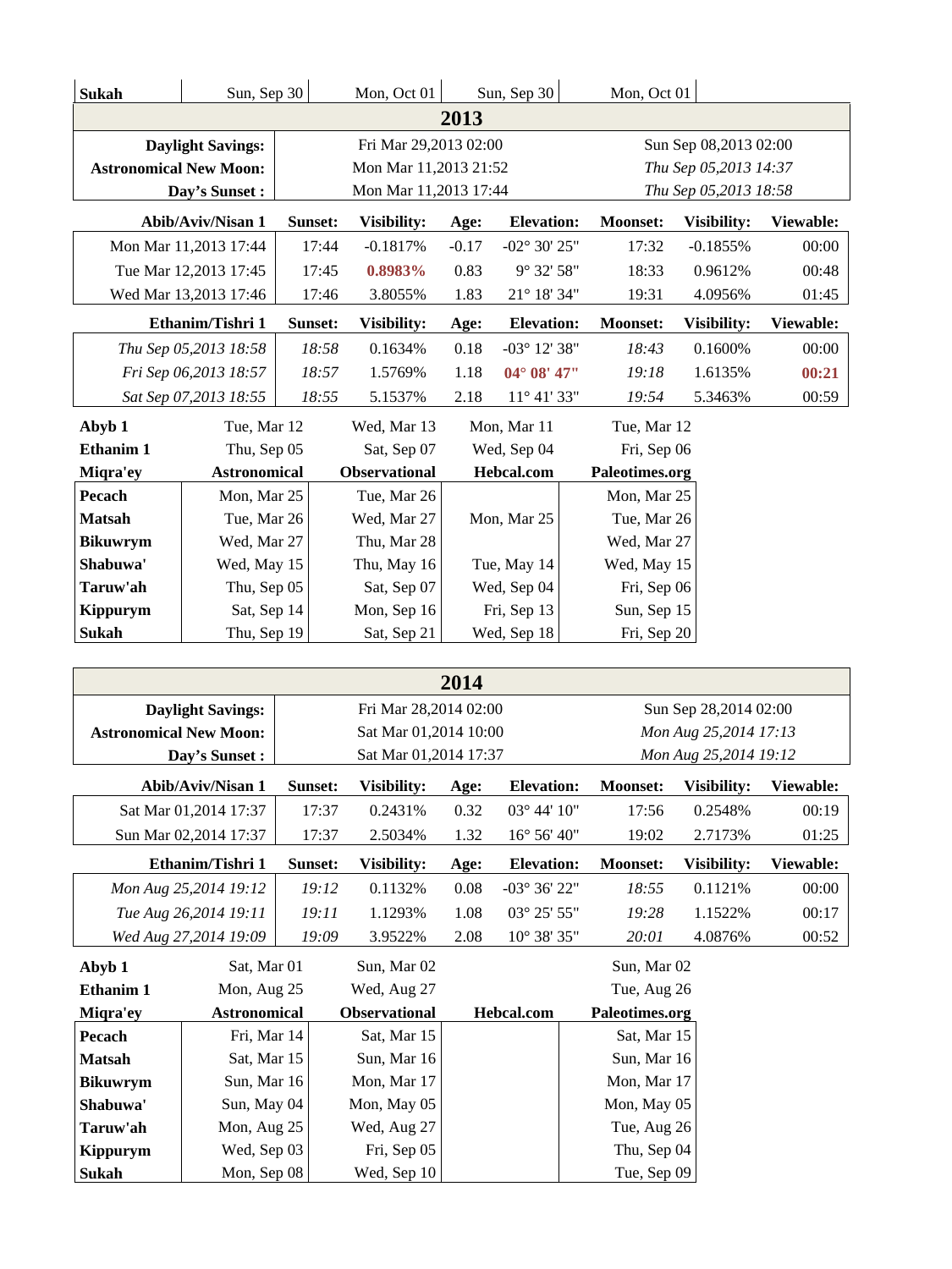| Sukah | Sun, Sep 30 | Mon, Oct 01 | Sun, Sep 30 | Mon, Oct 01 |
|---|---|---|---|---|

## 2013

| | | |
|---|---|---|
| **Daylight Savings:** | Fri Mar 29,2013 02:00 | Sun Sep 08,2013 02:00 |
| **Astronomical New Moon:** | Mon Mar 11,2013 21:52 | *Thu Sep 05,2013 14:37* |
| **Day's Sunset :** | Mon Mar 11,2013 17:44 | *Thu Sep 05,2013 18:58* |

| Abib/Aviv/Nisan 1 | Sunset: | Visibility: | Age: | Elevation: | Moonset: | Visibility: | Viewable: |
|---|---|---|---|---|---|---|---|
| Mon Mar 11,2013 17:44 | 17:44 | -0.1817% | -0.17 | -02° 30' 25" | 17:32 | -0.1855% | 00:00 |
| Tue Mar 12,2013 17:45 | 17:45 | **0.8983%** | 0.83 | 9° 32' 58" | 18:33 | 0.9612% | 00:48 |
| Wed Mar 13,2013 17:46 | 17:46 | 3.8055% | 1.83 | 21° 18' 34" | 19:31 | 4.0956% | 01:45 |

| Ethanim/Tishri 1 | Sunset: | Visibility: | Age: | Elevation: | Moonset: | Visibility: | Viewable: |
|---|---|---|---|---|---|---|---|
| *Thu Sep 05,2013 18:58* | *18:58* | 0.1634% | 0.18 | -03° 12' 38" | *18:43* | 0.1600% | 00:00 |
| *Fri Sep 06,2013 18:57* | *18:57* | 1.5769% | 1.18 | **04° 08' 47"** | *19:18* | 1.6135% | **00:21** |
| *Sat Sep 07,2013 18:55* | *18:55* | 5.1537% | 2.18 | 11° 41' 33" | *19:54* | 5.3463% | 00:59 |

| | | | | |
|---|---|---|---|---|
| **Abyb 1** | Tue, Mar 12 | Wed, Mar 13 | Mon, Mar 11 | Tue, Mar 12 |
| **Ethanim 1** | Thu, Sep 05 | Sat, Sep 07 | Wed, Sep 04 | Fri, Sep 06 |
| **Miqra'ey** | **Astronomical** | **Observational** | **Hebcal.com** | **Paleotimes.org** |
| **Pecach** | Mon, Mar 25 | Tue, Mar 26 | | Mon, Mar 25 |
| **Matsah** | Tue, Mar 26 | Wed, Mar 27 | Mon, Mar 25 | Tue, Mar 26 |
| **Bikuwrym** | Wed, Mar 27 | Thu, Mar 28 | | Wed, Mar 27 |
| **Shabuwa'** | Wed, May 15 | Thu, May 16 | Tue, May 14 | Wed, May 15 |
| **Taruw'ah** | Thu, Sep 05 | Sat, Sep 07 | Wed, Sep 04 | Fri, Sep 06 |
| **Kippurym** | Sat, Sep 14 | Mon, Sep 16 | Fri, Sep 13 | Sun, Sep 15 |
| **Sukah** | Thu, Sep 19 | Sat, Sep 21 | Wed, Sep 18 | Fri, Sep 20 |

## 2014

| | | |
|---|---|---|
| **Daylight Savings:** | Fri Mar 28,2014 02:00 | Sun Sep 28,2014 02:00 |
| **Astronomical New Moon:** | Sat Mar 01,2014 10:00 | *Mon Aug 25,2014 17:13* |
| **Day's Sunset :** | Sat Mar 01,2014 17:37 | *Mon Aug 25,2014 19:12* |

| Abib/Aviv/Nisan 1 | Sunset: | Visibility: | Age: | Elevation: | Moonset: | Visibility: | Viewable: |
|---|---|---|---|---|---|---|---|
| Sat Mar 01,2014 17:37 | 17:37 | 0.2431% | 0.32 | 03° 44' 10" | 17:56 | 0.2548% | 00:19 |
| Sun Mar 02,2014 17:37 | 17:37 | 2.5034% | 1.32 | 16° 56' 40" | 19:02 | 2.7173% | 01:25 |

| Ethanim/Tishri 1 | Sunset: | Visibility: | Age: | Elevation: | Moonset: | Visibility: | Viewable: |
|---|---|---|---|---|---|---|---|
| *Mon Aug 25,2014 19:12* | *19:12* | 0.1132% | 0.08 | -03° 36' 22" | *18:55* | 0.1121% | 00:00 |
| *Tue Aug 26,2014 19:11* | *19:11* | 1.1293% | 1.08 | 03° 25' 55" | *19:28* | 1.1522% | 00:17 |
| *Wed Aug 27,2014 19:09* | *19:09* | 3.9522% | 2.08 | 10° 38' 35" | *20:01* | 4.0876% | 00:52 |

| | | | | |
|---|---|---|---|---|
| **Abyb 1** | Sat, Mar 01 | Sun, Mar 02 | | Sun, Mar 02 |
| **Ethanim 1** | Mon, Aug 25 | Wed, Aug 27 | | Tue, Aug 26 |
| **Miqra'ey** | **Astronomical** | **Observational** | **Hebcal.com** | **Paleotimes.org** |
| **Pecach** | Fri, Mar 14 | Sat, Mar 15 | | Sat, Mar 15 |
| **Matsah** | Sat, Mar 15 | Sun, Mar 16 | | Sun, Mar 16 |
| **Bikuwrym** | Sun, Mar 16 | Mon, Mar 17 | | Mon, Mar 17 |
| **Shabuwa'** | Sun, May 04 | Mon, May 05 | | Mon, May 05 |
| **Taruw'ah** | Mon, Aug 25 | Wed, Aug 27 | | Tue, Aug 26 |
| **Kippurym** | Wed, Sep 03 | Fri, Sep 05 | | Thu, Sep 04 |
| **Sukah** | Mon, Sep 08 | Wed, Sep 10 | | Tue, Sep 09 |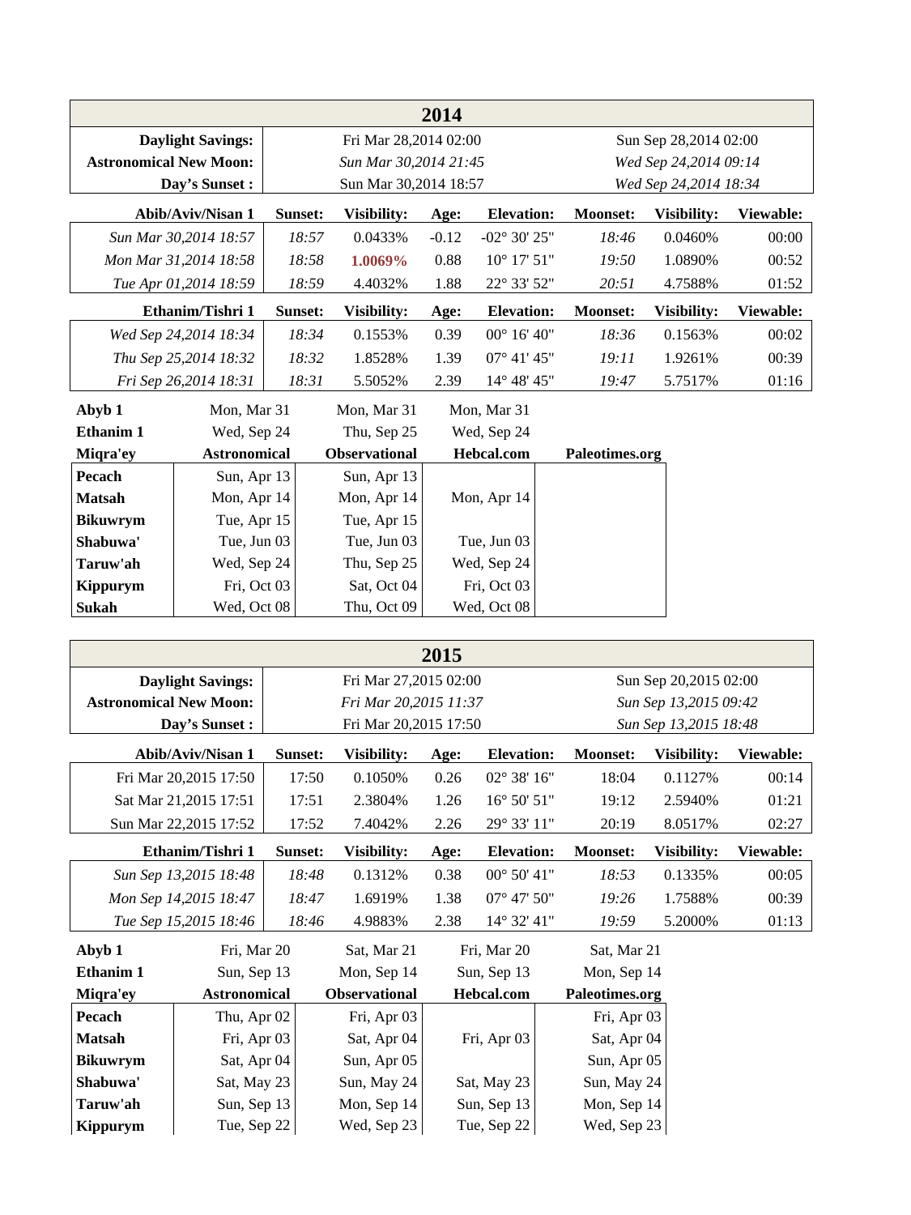## 2014

| Daylight Savings: | Fri Mar 28,2014 02:00 | Sun Sep 28,2014 02:00 |
|---|---|---|
| Astronomical New Moon: | *Sun Mar 30,2014 21:45* | *Wed Sep 24,2014 09:14* |
| Day's Sunset : | Sun Mar 30,2014 18:57 | *Wed Sep 24,2014 18:34* |

| Abib/Aviv/Nisan 1 | Sunset: | Visibility: | Age: | Elevation: | Moonset: | Visibility: | Viewable: |
|---|---|---|---|---|---|---|---|
| *Sun Mar 30,2014 18:57* | *18:57* | 0.0433% | -0.12 | -02° 30' 25" | *18:46* | 0.0460% | 00:00 |
| *Mon Mar 31,2014 18:58* | *18:58* | **1.0069%** | 0.88 | 10° 17' 51" | *19:50* | 1.0890% | 00:52 |
| *Tue Apr 01,2014 18:59* | *18:59* | 4.4032% | 1.88 | 22° 33' 52" | *20:51* | 4.7588% | 01:52 |

| Ethanim/Tishri 1 | Sunset: | Visibility: | Age: | Elevation: | Moonset: | Visibility: | Viewable: |
|---|---|---|---|---|---|---|---|
| *Wed Sep 24,2014 18:34* | *18:34* | 0.1553% | 0.39 | 00° 16' 40" | *18:36* | 0.1563% | 00:02 |
| *Thu Sep 25,2014 18:32* | *18:32* | 1.8528% | 1.39 | 07° 41' 45" | *19:11* | 1.9261% | 00:39 |
| *Fri Sep 26,2014 18:31* | *18:31* | 5.5052% | 2.39 | 14° 48' 45" | *19:47* | 5.7517% | 01:16 |

| | | | | |
|---|---|---|---|---|
| **Abyb 1** | Mon, Mar 31 | Mon, Mar 31 | Mon, Mar 31 | |
| **Ethanim 1** | Wed, Sep 24 | Thu, Sep 25 | Wed, Sep 24 | |
| **Miqra'ey** | **Astronomical** | **Observational** | **Hebcal.com** | **Paleotimes.org** |
| **Pecach** | Sun, Apr 13 | Sun, Apr 13 | | |
| **Matsah** | Mon, Apr 14 | Mon, Apr 14 | Mon, Apr 14 | |
| **Bikuwrym** | Tue, Apr 15 | Tue, Apr 15 | | |
| **Shabuwa'** | Tue, Jun 03 | Tue, Jun 03 | Tue, Jun 03 | |
| **Taruw'ah** | Wed, Sep 24 | Thu, Sep 25 | Wed, Sep 24 | |
| **Kippurym** | Fri, Oct 03 | Sat, Oct 04 | Fri, Oct 03 | |
| **Sukah** | Wed, Oct 08 | Thu, Oct 09 | Wed, Oct 08 | |

## 2015

| Daylight Savings: | Fri Mar 27,2015 02:00 | Sun Sep 20,2015 02:00 |
|---|---|---|
| Astronomical New Moon: | *Fri Mar 20,2015 11:37* | *Sun Sep 13,2015 09:42* |
| Day's Sunset : | Fri Mar 20,2015 17:50 | *Sun Sep 13,2015 18:48* |

| Abib/Aviv/Nisan 1 | Sunset: | Visibility: | Age: | Elevation: | Moonset: | Visibility: | Viewable: |
|---|---|---|---|---|---|---|---|
| Fri Mar 20,2015 17:50 | 17:50 | 0.1050% | 0.26 | 02° 38' 16" | 18:04 | 0.1127% | 00:14 |
| Sat Mar 21,2015 17:51 | 17:51 | 2.3804% | 1.26 | 16° 50' 51" | 19:12 | 2.5940% | 01:21 |
| Sun Mar 22,2015 17:52 | 17:52 | 7.4042% | 2.26 | 29° 33' 11" | 20:19 | 8.0517% | 02:27 |

| Ethanim/Tishri 1 | Sunset: | Visibility: | Age: | Elevation: | Moonset: | Visibility: | Viewable: |
|---|---|---|---|---|---|---|---|
| *Sun Sep 13,2015 18:48* | *18:48* | 0.1312% | 0.38 | 00° 50' 41" | *18:53* | 0.1335% | 00:05 |
| *Mon Sep 14,2015 18:47* | *18:47* | 1.6919% | 1.38 | 07° 47' 50" | *19:26* | 1.7588% | 00:39 |
| *Tue Sep 15,2015 18:46* | *18:46* | 4.9883% | 2.38 | 14° 32' 41" | *19:59* | 5.2000% | 01:13 |

| | | | | |
|---|---|---|---|---|
| **Abyb 1** | Fri, Mar 20 | Sat, Mar 21 | Fri, Mar 20 | Sat, Mar 21 |
| **Ethanim 1** | Sun, Sep 13 | Mon, Sep 14 | Sun, Sep 13 | Mon, Sep 14 |
| **Miqra'ey** | **Astronomical** | **Observational** | **Hebcal.com** | **Paleotimes.org** |
| **Pecach** | Thu, Apr 02 | Fri, Apr 03 | | Fri, Apr 03 |
| **Matsah** | Fri, Apr 03 | Sat, Apr 04 | Fri, Apr 03 | Sat, Apr 04 |
| **Bikuwrym** | Sat, Apr 04 | Sun, Apr 05 | | Sun, Apr 05 |
| **Shabuwa'** | Sat, May 23 | Sun, May 24 | Sat, May 23 | Sun, May 24 |
| **Taruw'ah** | Sun, Sep 13 | Mon, Sep 14 | Sun, Sep 13 | Mon, Sep 14 |
| **Kippurym** | Tue, Sep 22 | Wed, Sep 23 | Tue, Sep 22 | Wed, Sep 23 |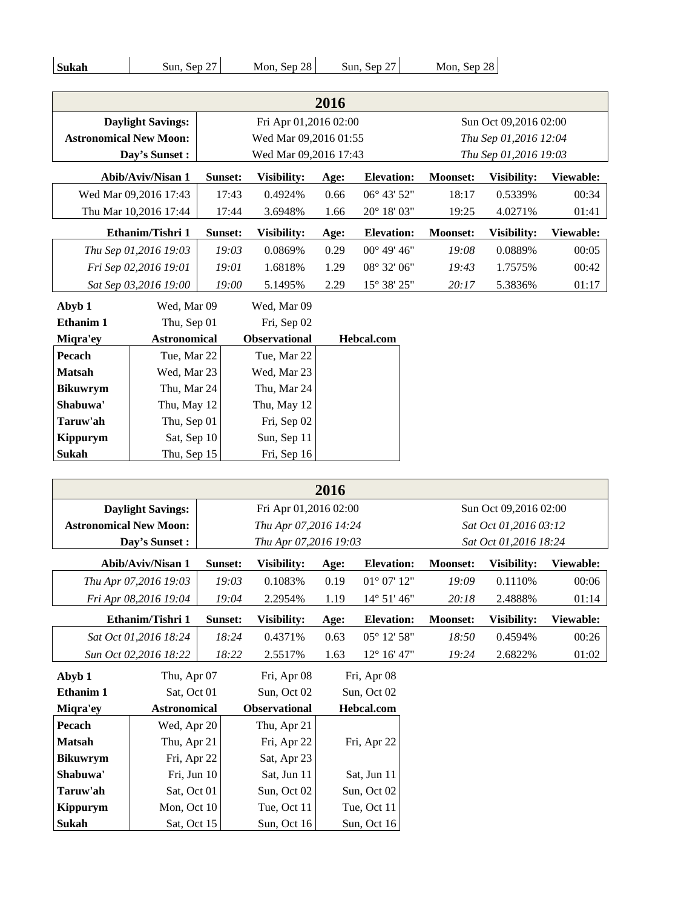| Sukah | Sun, Sep 27 | Mon, Sep 28 | Sun, Sep 27 | Mon, Sep 28 |
|---|---|---|---|---|

## 2016

| | | |
|---|---|---|
| **Daylight Savings:** | Fri Apr 01,2016 02:00 | Sun Oct 09,2016 02:00 |
| **Astronomical New Moon:** | Wed Mar 09,2016 01:55 | *Thu Sep 01,2016 12:04* |
| **Day's Sunset :** | Wed Mar 09,2016 17:43 | *Thu Sep 01,2016 19:03* |

| Abib/Aviv/Nisan 1 | Sunset: | Visibility: | Age: | Elevation: | Moonset: | Visibility: | Viewable: |
|---|---|---|---|---|---|---|---|
| Wed Mar 09,2016 17:43 | 17:43 | 0.4924% | 0.66 | 06° 43' 52" | 18:17 | 0.5339% | 00:34 |
| Thu Mar 10,2016 17:44 | 17:44 | 3.6948% | 1.66 | 20° 18' 03" | 19:25 | 4.0271% | 01:41 |

| Ethanim/Tishri 1 | Sunset: | Visibility: | Age: | Elevation: | Moonset: | Visibility: | Viewable: |
|---|---|---|---|---|---|---|---|
| *Thu Sep 01,2016 19:03* | *19:03* | 0.0869% | 0.29 | 00° 49' 46" | *19:08* | 0.0889% | 00:05 |
| *Fri Sep 02,2016 19:01* | *19:01* | 1.6818% | 1.29 | 08° 32' 06" | *19:43* | 1.7575% | 00:42 |
| *Sat Sep 03,2016 19:00* | *19:00* | 5.1495% | 2.29 | 15° 38' 25" | *20:17* | 5.3836% | 01:17 |

| | | | |
|---|---|---|---|
| **Abyb 1** | Wed, Mar 09 | Wed, Mar 09 | |
| **Ethanim 1** | Thu, Sep 01 | Fri, Sep 02 | |
| **Miqra'ey** | **Astronomical** | **Observational** | **Hebcal.com** |
| **Pecach** | Tue, Mar 22 | Tue, Mar 22 | |
| **Matsah** | Wed, Mar 23 | Wed, Mar 23 | |
| **Bikuwrym** | Thu, Mar 24 | Thu, Mar 24 | |
| **Shabuwa'** | Thu, May 12 | Thu, May 12 | |
| **Taruw'ah** | Thu, Sep 01 | Fri, Sep 02 | |
| **Kippurym** | Sat, Sep 10 | Sun, Sep 11 | |
| **Sukah** | Thu, Sep 15 | Fri, Sep 16 | |

## 2016

| | | |
|---|---|---|
| **Daylight Savings:** | Fri Apr 01,2016 02:00 | Sun Oct 09,2016 02:00 |
| **Astronomical New Moon:** | *Thu Apr 07,2016 14:24* | *Sat Oct 01,2016 03:12* |
| **Day's Sunset :** | *Thu Apr 07,2016 19:03* | *Sat Oct 01,2016 18:24* |

| Abib/Aviv/Nisan 1 | Sunset: | Visibility: | Age: | Elevation: | Moonset: | Visibility: | Viewable: |
|---|---|---|---|---|---|---|---|
| *Thu Apr 07,2016 19:03* | *19:03* | 0.1083% | 0.19 | 01° 07' 12" | *19:09* | 0.1110% | 00:06 |
| *Fri Apr 08,2016 19:04* | *19:04* | 2.2954% | 1.19 | 14° 51' 46" | *20:18* | 2.4888% | 01:14 |

| Ethanim/Tishri 1 | Sunset: | Visibility: | Age: | Elevation: | Moonset: | Visibility: | Viewable: |
|---|---|---|---|---|---|---|---|
| *Sat Oct 01,2016 18:24* | *18:24* | 0.4371% | 0.63 | 05° 12' 58" | *18:50* | 0.4594% | 00:26 |
| *Sun Oct 02,2016 18:22* | *18:22* | 2.5517% | 1.63 | 12° 16' 47" | *19:24* | 2.6822% | 01:02 |

| | | | |
|---|---|---|---|
| **Abyb 1** | Thu, Apr 07 | Fri, Apr 08 | Fri, Apr 08 |
| **Ethanim 1** | Sat, Oct 01 | Sun, Oct 02 | Sun, Oct 02 |
| **Miqra'ey** | **Astronomical** | **Observational** | **Hebcal.com** |
| **Pecach** | Wed, Apr 20 | Thu, Apr 21 | |
| **Matsah** | Thu, Apr 21 | Fri, Apr 22 | Fri, Apr 22 |
| **Bikuwrym** | Fri, Apr 22 | Sat, Apr 23 | |
| **Shabuwa'** | Fri, Jun 10 | Sat, Jun 11 | Sat, Jun 11 |
| **Taruw'ah** | Sat, Oct 01 | Sun, Oct 02 | Sun, Oct 02 |
| **Kippurym** | Mon, Oct 10 | Tue, Oct 11 | Tue, Oct 11 |
| **Sukah** | Sat, Oct 15 | Sun, Oct 16 | Sun, Oct 16 |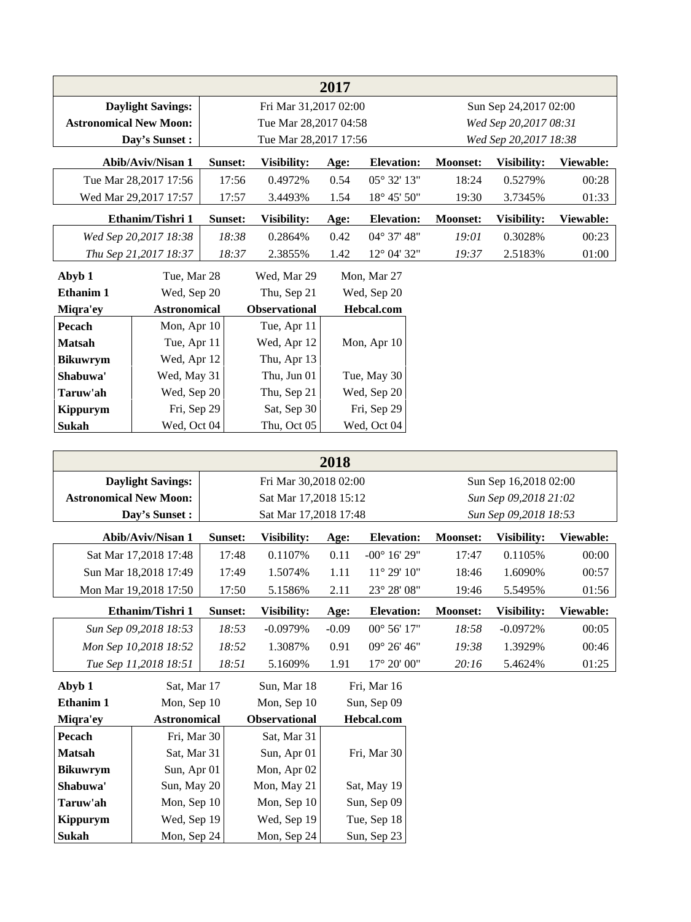## 2017

| Daylight Savings: | Fri Mar 31,2017 02:00 | *Sun Sep 24,2017 02:00* |
|---|---|---|
| **Astronomical New Moon:** | Tue Mar 28,2017 04:58 | *Wed Sep 20,2017 08:31* |
| **Day's Sunset :** | Tue Mar 28,2017 17:56 | *Wed Sep 20,2017 18:38* |

| Abib/Aviv/Nisan 1 | Sunset: | Visibility: | Age: | Elevation: | Moonset: | Visibility: | Viewable: |
|---|---|---|---|---|---|---|---|
| Tue Mar 28,2017 17:56 | 17:56 | 0.4972% | 0.54 | 05° 32' 13" | 18:24 | 0.5279% | 00:28 |
| Wed Mar 29,2017 17:57 | 17:57 | 3.4493% | 1.54 | 18° 45' 50" | 19:30 | 3.7345% | 01:33 |

| Ethanim/Tishri 1 | Sunset: | Visibility: | Age: | Elevation: | Moonset: | Visibility: | Viewable: |
|---|---|---|---|---|---|---|---|
| *Wed Sep 20,2017 18:38* | *18:38* | 0.2864% | 0.42 | 04° 37' 48" | *19:01* | 0.3028% | 00:23 |
| *Thu Sep 21,2017 18:37* | *18:37* | 2.3855% | 1.42 | 12° 04' 32" | *19:37* | 2.5183% | 01:00 |

| **Abyb 1** | Tue, Mar 28 | Wed, Mar 29 | Mon, Mar 27 |
|---|---|---|---|
| **Ethanim 1** | Wed, Sep 20 | Thu, Sep 21 | Wed, Sep 20 |
| **Miqra'ey** | **Astronomical** | **Observational** | **Hebcal.com** |
| **Pecach** | Mon, Apr 10 | Tue, Apr 11 | |
| **Matsah** | Tue, Apr 11 | Wed, Apr 12 | Mon, Apr 10 |
| **Bikuwrym** | Wed, Apr 12 | Thu, Apr 13 | |
| **Shabuwa'** | Wed, May 31 | Thu, Jun 01 | Tue, May 30 |
| **Taruw'ah** | Wed, Sep 20 | Thu, Sep 21 | Wed, Sep 20 |
| **Kippurym** | Fri, Sep 29 | Sat, Sep 30 | Fri, Sep 29 |
| **Sukah** | Wed, Oct 04 | Thu, Oct 05 | Wed, Oct 04 |

## 2018

| Daylight Savings: | Fri Mar 30,2018 02:00 | Sun Sep 16,2018 02:00 |
|---|---|---|
| **Astronomical New Moon:** | Sat Mar 17,2018 15:12 | *Sun Sep 09,2018 21:02* |
| **Day's Sunset :** | Sat Mar 17,2018 17:48 | *Sun Sep 09,2018 18:53* |

| Abib/Aviv/Nisan 1 | Sunset: | Visibility: | Age: | Elevation: | Moonset: | Visibility: | Viewable: |
|---|---|---|---|---|---|---|---|
| Sat Mar 17,2018 17:48 | 17:48 | 0.1107% | 0.11 | -00° 16' 29" | 17:47 | 0.1105% | 00:00 |
| Sun Mar 18,2018 17:49 | 17:49 | 1.5074% | 1.11 | 11° 29' 10" | 18:46 | 1.6090% | 00:57 |
| Mon Mar 19,2018 17:50 | 17:50 | 5.1586% | 2.11 | 23° 28' 08" | 19:46 | 5.5495% | 01:56 |

| Ethanim/Tishri 1 | Sunset: | Visibility: | Age: | Elevation: | Moonset: | Visibility: | Viewable: |
|---|---|---|---|---|---|---|---|
| *Sun Sep 09,2018 18:53* | *18:53* | -0.0979% | -0.09 | 00° 56' 17" | *18:58* | -0.0972% | 00:05 |
| *Mon Sep 10,2018 18:52* | *18:52* | 1.3087% | 0.91 | 09° 26' 46" | *19:38* | 1.3929% | 00:46 |
| *Tue Sep 11,2018 18:51* | *18:51* | 5.1609% | 1.91 | 17° 20' 00" | *20:16* | 5.4624% | 01:25 |

| **Abyb 1** | Sat, Mar 17 | Sun, Mar 18 | Fri, Mar 16 |
|---|---|---|---|
| **Ethanim 1** | Mon, Sep 10 | Mon, Sep 10 | Sun, Sep 09 |
| **Miqra'ey** | **Astronomical** | **Observational** | **Hebcal.com** |
| **Pecach** | Fri, Mar 30 | Sat, Mar 31 | |
| **Matsah** | Sat, Mar 31 | Sun, Apr 01 | Fri, Mar 30 |
| **Bikuwrym** | Sun, Apr 01 | Mon, Apr 02 | |
| **Shabuwa'** | Sun, May 20 | Mon, May 21 | Sat, May 19 |
| **Taruw'ah** | Mon, Sep 10 | Mon, Sep 10 | Sun, Sep 09 |
| **Kippurym** | Wed, Sep 19 | Wed, Sep 19 | Tue, Sep 18 |
| **Sukah** | Mon, Sep 24 | Mon, Sep 24 | Sun, Sep 23 |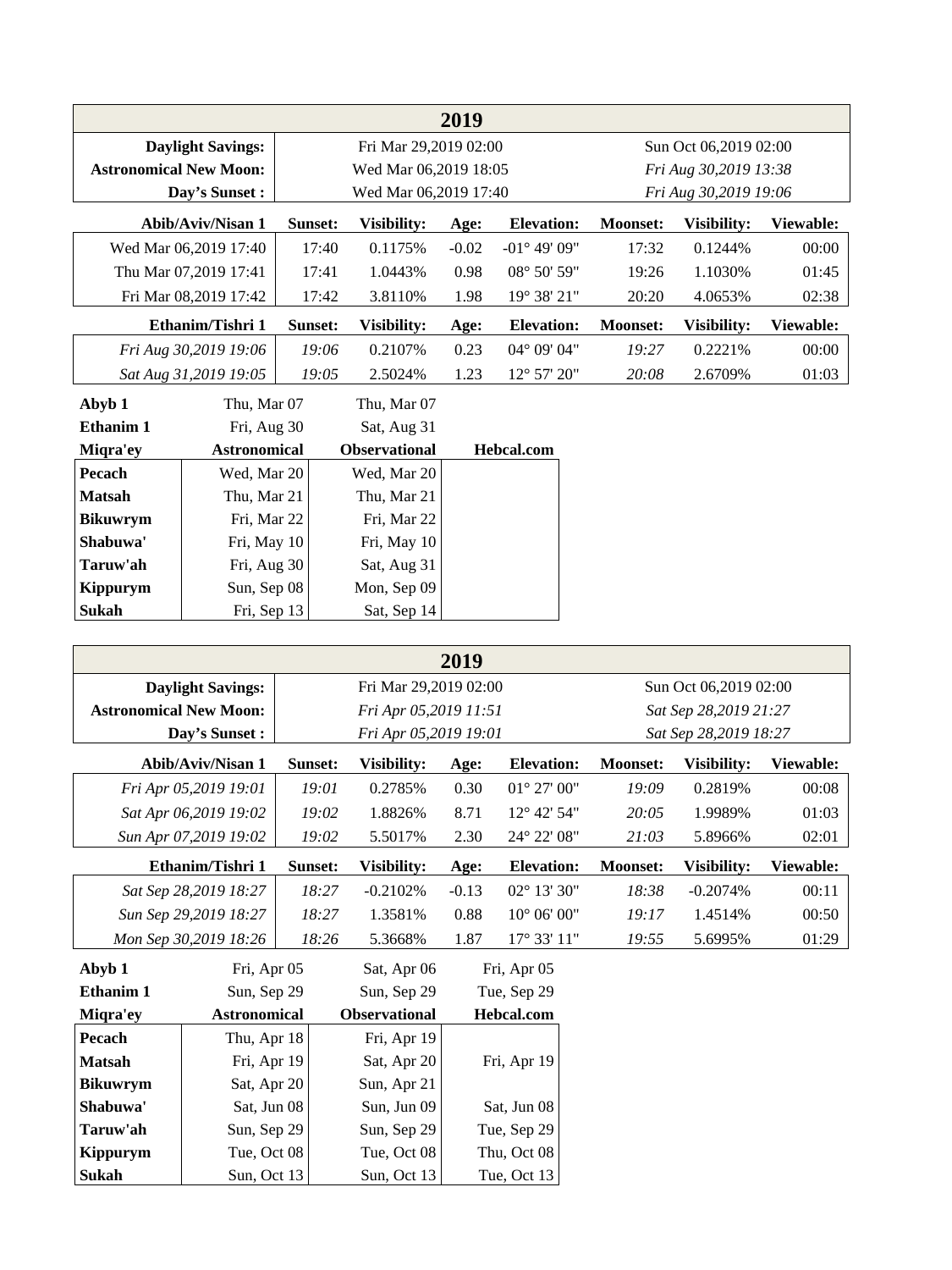| 2019 | | |
|---|---|---|
| **Daylight Savings:** | Fri Mar 29,2019 02:00 | Sun Oct 06,2019 02:00 |
| **Astronomical New Moon:** | Wed Mar 06,2019 18:05 | *Fri Aug 30,2019 13:38* |
| **Day's Sunset :** | Wed Mar 06,2019 17:40 | *Fri Aug 30,2019 19:06* |

| **Abib/Aviv/Nisan 1** | **Sunset:** | **Visibility:** | **Age:** | **Elevation:** | **Moonset:** | **Visibility:** | **Viewable:** |
|---|---|---|---|---|---|---|---|
| Wed Mar 06,2019 17:40 | 17:40 | 0.1175% | -0.02 | -01° 49' 09" | 17:32 | 0.1244% | 00:00 |
| Thu Mar 07,2019 17:41 | 17:41 | 1.0443% | 0.98 | 08° 50' 59" | 19:26 | 1.1030% | 01:45 |
| Fri Mar 08,2019 17:42 | 17:42 | 3.8110% | 1.98 | 19° 38' 21" | 20:20 | 4.0653% | 02:38 |

| **Ethanim/Tishri 1** | **Sunset:** | **Visibility:** | **Age:** | **Elevation:** | **Moonset:** | **Visibility:** | **Viewable:** |
|---|---|---|---|---|---|---|---|
| *Fri Aug 30,2019 19:06* | *19:06* | 0.2107% | 0.23 | 04° 09' 04" | *19:27* | 0.2221% | 00:00 |
| *Sat Aug 31,2019 19:05* | *19:05* | 2.5024% | 1.23 | 12° 57' 20" | *20:08* | 2.6709% | 01:03 |

| | | | |
|---|---|---|---|
| **Abyb 1** | Thu, Mar 07 | Thu, Mar 07 | |
| **Ethanim 1** | Fri, Aug 30 | Sat, Aug 31 | |
| **Miqra'ey** | **Astronomical** | **Observational** | **Hebcal.com** |
| **Pecach** | Wed, Mar 20 | Wed, Mar 20 | |
| **Matsah** | Thu, Mar 21 | Thu, Mar 21 | |
| **Bikuwrym** | Fri, Mar 22 | Fri, Mar 22 | |
| **Shabuwa'** | Fri, May 10 | Fri, May 10 | |
| **Taruw'ah** | Fri, Aug 30 | Sat, Aug 31 | |
| **Kippurym** | Sun, Sep 08 | Mon, Sep 09 | |
| **Sukah** | Fri, Sep 13 | Sat, Sep 14 | |

| 2019 | | |
|---|---|---|
| **Daylight Savings:** | Fri Mar 29,2019 02:00 | Sun Oct 06,2019 02:00 |
| **Astronomical New Moon:** | *Fri Apr 05,2019 11:51* | *Sat Sep 28,2019 21:27* |
| **Day's Sunset :** | *Fri Apr 05,2019 19:01* | *Sat Sep 28,2019 18:27* |

| **Abib/Aviv/Nisan 1** | **Sunset:** | **Visibility:** | **Age:** | **Elevation:** | **Moonset:** | **Visibility:** | **Viewable:** |
|---|---|---|---|---|---|---|---|
| *Fri Apr 05,2019 19:01* | *19:01* | 0.2785% | 0.30 | 01° 27' 00" | *19:09* | 0.2819% | 00:08 |
| *Sat Apr 06,2019 19:02* | *19:02* | 1.8826% | 8.71 | 12° 42' 54" | *20:05* | 1.9989% | 01:03 |
| *Sun Apr 07,2019 19:02* | *19:02* | 5.5017% | 2.30 | 24° 22' 08" | *21:03* | 5.8966% | 02:01 |

| **Ethanim/Tishri 1** | **Sunset:** | **Visibility:** | **Age:** | **Elevation:** | **Moonset:** | **Visibility:** | **Viewable:** |
|---|---|---|---|---|---|---|---|
| *Sat Sep 28,2019 18:27* | *18:27* | -0.2102% | -0.13 | 02° 13' 30" | *18:38* | -0.2074% | 00:11 |
| *Sun Sep 29,2019 18:27* | *18:27* | 1.3581% | 0.88 | 10° 06' 00" | *19:17* | 1.4514% | 00:50 |
| *Mon Sep 30,2019 18:26* | *18:26* | 5.3668% | 1.87 | 17° 33' 11" | *19:55* | 5.6995% | 01:29 |

| | | | |
|---|---|---|---|
| **Abyb 1** | Fri, Apr 05 | Sat, Apr 06 | Fri, Apr 05 |
| **Ethanim 1** | Sun, Sep 29 | Sun, Sep 29 | Tue, Sep 29 |
| **Miqra'ey** | **Astronomical** | **Observational** | **Hebcal.com** |
| **Pecach** | Thu, Apr 18 | Fri, Apr 19 | |
| **Matsah** | Fri, Apr 19 | Sat, Apr 20 | Fri, Apr 19 |
| **Bikuwrym** | Sat, Apr 20 | Sun, Apr 21 | |
| **Shabuwa'** | Sat, Jun 08 | Sun, Jun 09 | Sat, Jun 08 |
| **Taruw'ah** | Sun, Sep 29 | Sun, Sep 29 | Tue, Sep 29 |
| **Kippurym** | Tue, Oct 08 | Tue, Oct 08 | Thu, Oct 08 |
| **Sukah** | Sun, Oct 13 | Sun, Oct 13 | Tue, Oct 13 |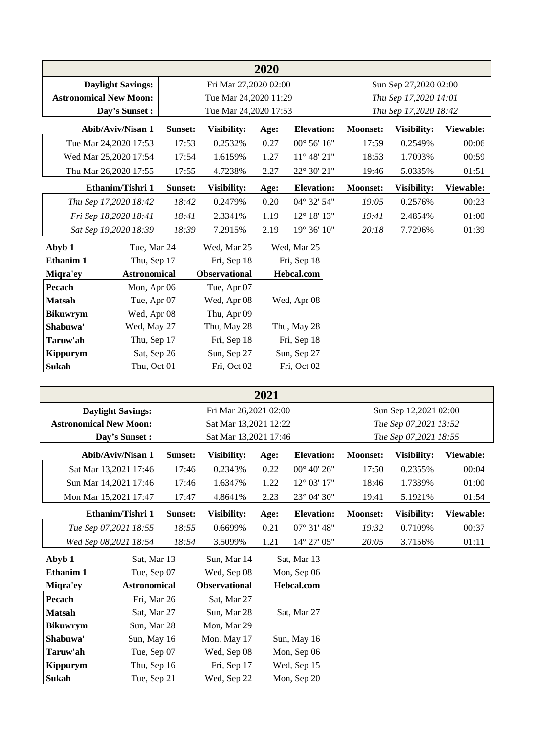## 2020

| | | |
|---|---|---|
| **Daylight Savings:** | Fri Mar 27,2020 02:00 | Sun Sep 27,2020 02:00 |
| **Astronomical New Moon:** | Tue Mar 24,2020 11:29 | *Thu Sep 17,2020 14:01* |
| **Day's Sunset :** | Tue Mar 24,2020 17:53 | *Thu Sep 17,2020 18:42* |

| Abib/Aviv/Nisan 1 | Sunset: | Visibility: | Age: | Elevation: | Moonset: | Visibility: | Viewable: |
|---|---|---|---|---|---|---|---|
| Tue Mar 24,2020 17:53 | 17:53 | 0.2532% | 0.27 | 00° 56' 16" | 17:59 | 0.2549% | 00:06 |
| Wed Mar 25,2020 17:54 | 17:54 | 1.6159% | 1.27 | 11° 48' 21" | 18:53 | 1.7093% | 00:59 |
| Thu Mar 26,2020 17:55 | 17:55 | 4.7238% | 2.27 | 22° 30' 21" | 19:46 | 5.0335% | 01:51 |

| Ethanim/Tishri 1 | Sunset: | Visibility: | Age: | Elevation: | Moonset: | Visibility: | Viewable: |
|---|---|---|---|---|---|---|---|
| *Thu Sep 17,2020 18:42* | *18:42* | 0.2479% | 0.20 | 04° 32' 54" | *19:05* | 0.2576% | 00:23 |
| *Fri Sep 18,2020 18:41* | *18:41* | 2.3341% | 1.19 | 12° 18' 13" | *19:41* | 2.4854% | 01:00 |
| *Sat Sep 19,2020 18:39* | *18:39* | 7.2915% | 2.19 | 19° 36' 10" | *20:18* | 7.7296% | 01:39 |

| | | | |
|---|---|---|---|
| **Abyb 1** | Tue, Mar 24 | Wed, Mar 25 | Wed, Mar 25 |
| **Ethanim 1** | Thu, Sep 17 | Fri, Sep 18 | Fri, Sep 18 |
| **Miqra'ey** | **Astronomical** | **Observational** | **Hebcal.com** |
| **Pecach** | Mon, Apr 06 | Tue, Apr 07 | |
| **Matsah** | Tue, Apr 07 | Wed, Apr 08 | Wed, Apr 08 |
| **Bikuwrym** | Wed, Apr 08 | Thu, Apr 09 | |
| **Shabuwa'** | Wed, May 27 | Thu, May 28 | Thu, May 28 |
| **Taruw'ah** | Thu, Sep 17 | Fri, Sep 18 | Fri, Sep 18 |
| **Kippurym** | Sat, Sep 26 | Sun, Sep 27 | Sun, Sep 27 |
| **Sukah** | Thu, Oct 01 | Fri, Oct 02 | Fri, Oct 02 |

## 2021

| | | |
|---|---|---|
| **Daylight Savings:** | Fri Mar 26,2021 02:00 | Sun Sep 12,2021 02:00 |
| **Astronomical New Moon:** | Sat Mar 13,2021 12:22 | *Tue Sep 07,2021 13:52* |
| **Day's Sunset :** | Sat Mar 13,2021 17:46 | *Tue Sep 07,2021 18:55* |

| Abib/Aviv/Nisan 1 | Sunset: | Visibility: | Age: | Elevation: | Moonset: | Visibility: | Viewable: |
|---|---|---|---|---|---|---|---|
| Sat Mar 13,2021 17:46 | 17:46 | 0.2343% | 0.22 | 00° 40' 26" | 17:50 | 0.2355% | 00:04 |
| Sun Mar 14,2021 17:46 | 17:46 | 1.6347% | 1.22 | 12° 03' 17" | 18:46 | 1.7339% | 01:00 |
| Mon Mar 15,2021 17:47 | 17:47 | 4.8641% | 2.23 | 23° 04' 30" | 19:41 | 5.1921% | 01:54 |

| Ethanim/Tishri 1 | Sunset: | Visibility: | Age: | Elevation: | Moonset: | Visibility: | Viewable: |
|---|---|---|---|---|---|---|---|
| *Tue Sep 07,2021 18:55* | *18:55* | 0.6699% | 0.21 | 07° 31' 48" | *19:32* | 0.7109% | 00:37 |
| *Wed Sep 08,2021 18:54* | *18:54* | 3.5099% | 1.21 | 14° 27' 05" | *20:05* | 3.7156% | 01:11 |

| | | | |
|---|---|---|---|
| **Abyb 1** | Sat, Mar 13 | Sun, Mar 14 | Sat, Mar 13 |
| **Ethanim 1** | Tue, Sep 07 | Wed, Sep 08 | Mon, Sep 06 |
| **Miqra'ey** | **Astronomical** | **Observational** | **Hebcal.com** |
| **Pecach** | Fri, Mar 26 | Sat, Mar 27 | |
| **Matsah** | Sat, Mar 27 | Sun, Mar 28 | Sat, Mar 27 |
| **Bikuwrym** | Sun, Mar 28 | Mon, Mar 29 | |
| **Shabuwa'** | Sun, May 16 | Mon, May 17 | Sun, May 16 |
| **Taruw'ah** | Tue, Sep 07 | Wed, Sep 08 | Mon, Sep 06 |
| **Kippurym** | Thu, Sep 16 | Fri, Sep 17 | Wed, Sep 15 |
| **Sukah** | Tue, Sep 21 | Wed, Sep 22 | Mon, Sep 20 |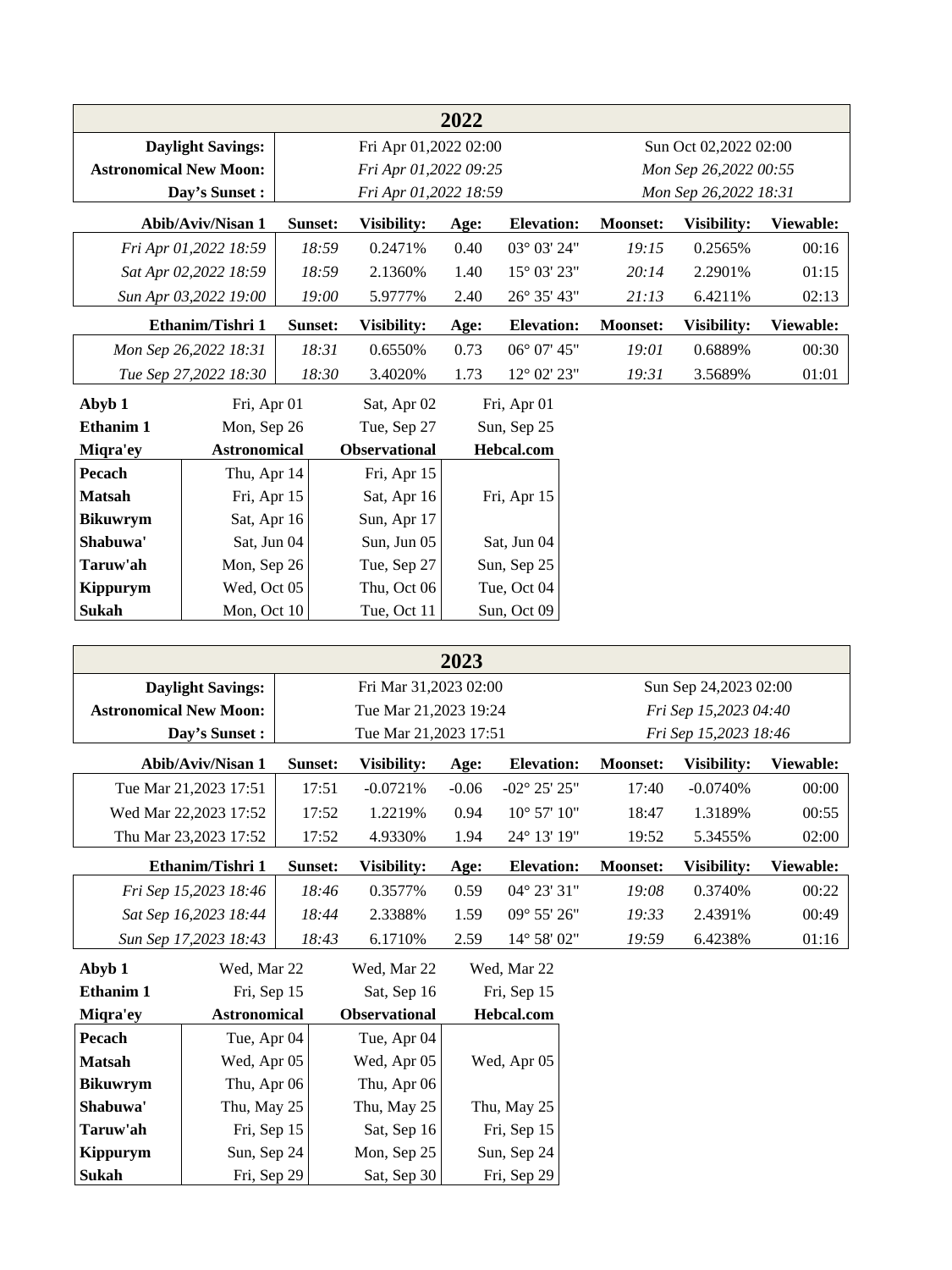## 2022

| | | |
|---|---|---|
| **Daylight Savings:** | Fri Apr 01,2022 02:00 | Sun Oct 02,2022 02:00 |
| **Astronomical New Moon:** | *Fri Apr 01,2022 09:25* | *Mon Sep 26,2022 00:55* |
| **Day's Sunset :** | *Fri Apr 01,2022 18:59* | *Mon Sep 26,2022 18:31* |

| Abib/Aviv/Nisan 1 | Sunset: | Visibility: | Age: | Elevation: | Moonset: | Visibility: | Viewable: |
|---|---|---|---|---|---|---|---|
| *Fri Apr 01,2022 18:59* | *18:59* | 0.2471% | 0.40 | 03° 03' 24" | *19:15* | 0.2565% | 00:16 |
| *Sat Apr 02,2022 18:59* | *18:59* | 2.1360% | 1.40 | 15° 03' 23" | *20:14* | 2.2901% | 01:15 |
| *Sun Apr 03,2022 19:00* | *19:00* | 5.9777% | 2.40 | 26° 35' 43" | *21:13* | 6.4211% | 02:13 |

| Ethanim/Tishri 1 | Sunset: | Visibility: | Age: | Elevation: | Moonset: | Visibility: | Viewable: |
|---|---|---|---|---|---|---|---|
| *Mon Sep 26,2022 18:31* | *18:31* | 0.6550% | 0.73 | 06° 07' 45" | *19:01* | 0.6889% | 00:30 |
| *Tue Sep 27,2022 18:30* | *18:30* | 3.4020% | 1.73 | 12° 02' 23" | *19:31* | 3.5689% | 01:01 |

| | | | |
|---|---|---|---|
| **Abyb 1** | Fri, Apr 01 | Sat, Apr 02 | Fri, Apr 01 |
| **Ethanim 1** | Mon, Sep 26 | Tue, Sep 27 | Sun, Sep 25 |
| **Miqra'ey** | **Astronomical** | **Observational** | **Hebcal.com** |
| **Pecach** | Thu, Apr 14 | Fri, Apr 15 | |
| **Matsah** | Fri, Apr 15 | Sat, Apr 16 | Fri, Apr 15 |
| **Bikuwrym** | Sat, Apr 16 | Sun, Apr 17 | |
| **Shabuwa'** | Sat, Jun 04 | Sun, Jun 05 | Sat, Jun 04 |
| **Taruw'ah** | Mon, Sep 26 | Tue, Sep 27 | Sun, Sep 25 |
| **Kippurym** | Wed, Oct 05 | Thu, Oct 06 | Tue, Oct 04 |
| **Sukah** | Mon, Oct 10 | Tue, Oct 11 | Sun, Oct 09 |

## 2023

| | | |
|---|---|---|
| **Daylight Savings:** | Fri Mar 31,2023 02:00 | Sun Sep 24,2023 02:00 |
| **Astronomical New Moon:** | Tue Mar 21,2023 19:24 | *Fri Sep 15,2023 04:40* |
| **Day's Sunset :** | Tue Mar 21,2023 17:51 | *Fri Sep 15,2023 18:46* |

| Abib/Aviv/Nisan 1 | Sunset: | Visibility: | Age: | Elevation: | Moonset: | Visibility: | Viewable: |
|---|---|---|---|---|---|---|---|
| Tue Mar 21,2023 17:51 | 17:51 | -0.0721% | -0.06 | -02° 25' 25" | 17:40 | -0.0740% | 00:00 |
| Wed Mar 22,2023 17:52 | 17:52 | 1.2219% | 0.94 | 10° 57' 10" | 18:47 | 1.3189% | 00:55 |
| Thu Mar 23,2023 17:52 | 17:52 | 4.9330% | 1.94 | 24° 13' 19" | 19:52 | 5.3455% | 02:00 |

| Ethanim/Tishri 1 | Sunset: | Visibility: | Age: | Elevation: | Moonset: | Visibility: | Viewable: |
|---|---|---|---|---|---|---|---|
| *Fri Sep 15,2023 18:46* | *18:46* | 0.3577% | 0.59 | 04° 23' 31" | *19:08* | 0.3740% | 00:22 |
| *Sat Sep 16,2023 18:44* | *18:44* | 2.3388% | 1.59 | 09° 55' 26" | *19:33* | 2.4391% | 00:49 |
| *Sun Sep 17,2023 18:43* | *18:43* | 6.1710% | 2.59 | 14° 58' 02" | *19:59* | 6.4238% | 01:16 |

| | | | |
|---|---|---|---|
| **Abyb 1** | Wed, Mar 22 | Wed, Mar 22 | Wed, Mar 22 |
| **Ethanim 1** | Fri, Sep 15 | Sat, Sep 16 | Fri, Sep 15 |
| **Miqra'ey** | **Astronomical** | **Observational** | **Hebcal.com** |
| **Pecach** | Tue, Apr 04 | Tue, Apr 04 | |
| **Matsah** | Wed, Apr 05 | Wed, Apr 05 | Wed, Apr 05 |
| **Bikuwrym** | Thu, Apr 06 | Thu, Apr 06 | |
| **Shabuwa'** | Thu, May 25 | Thu, May 25 | Thu, May 25 |
| **Taruw'ah** | Fri, Sep 15 | Sat, Sep 16 | Fri, Sep 15 |
| **Kippurym** | Sun, Sep 24 | Mon, Sep 25 | Sun, Sep 24 |
| **Sukah** | Fri, Sep 29 | Sat, Sep 30 | Fri, Sep 29 |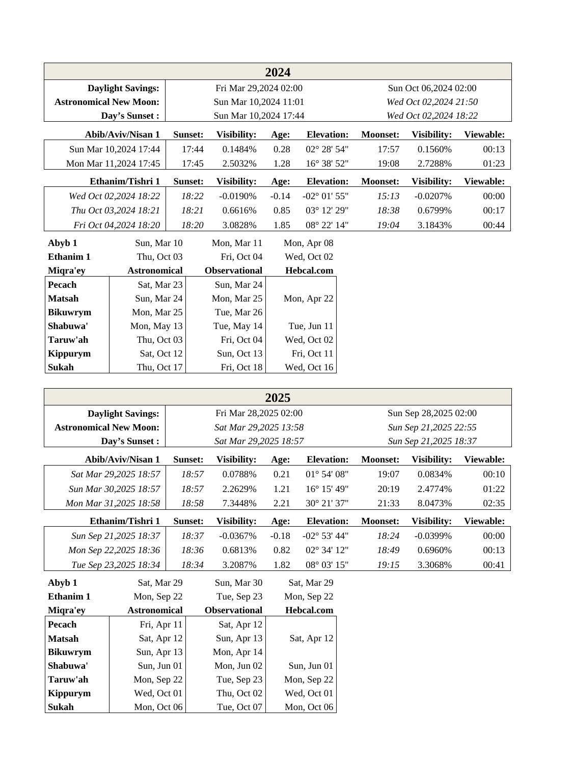## 2024

| | | |
|---|---|---|
| **Daylight Savings:** | Fri Mar 29,2024 02:00 | Sun Oct 06,2024 02:00 |
| **Astronomical New Moon:** | Sun Mar 10,2024 11:01 | *Wed Oct 02,2024 21:50* |
| **Day's Sunset :** | Sun Mar 10,2024 17:44 | *Wed Oct 02,2024 18:22* |

| Abib/Aviv/Nisan 1 | Sunset: | Visibility: | Age: | Elevation: | Moonset: | Visibility: | Viewable: |
|---|---|---|---|---|---|---|---|
| Sun Mar 10,2024 17:44 | 17:44 | 0.1484% | 0.28 | 02° 28' 54" | 17:57 | 0.1560% | 00:13 |
| Mon Mar 11,2024 17:45 | 17:45 | 2.5032% | 1.28 | 16° 38' 52" | 19:08 | 2.7288% | 01:23 |

| Ethanim/Tishri 1 | Sunset: | Visibility: | Age: | Elevation: | Moonset: | Visibility: | Viewable: |
|---|---|---|---|---|---|---|---|
| *Wed Oct 02,2024 18:22* | *18:22* | -0.0190% | -0.14 | -02° 01' 55" | *15:13* | -0.0207% | 00:00 |
| *Thu Oct 03,2024 18:21* | *18:21* | 0.6616% | 0.85 | 03° 12' 29" | *18:38* | 0.6799% | 00:17 |
| *Fri Oct 04,2024 18:20* | *18:20* | 3.0828% | 1.85 | 08° 22' 14" | *19:04* | 3.1843% | 00:44 |

| | | | |
|---|---|---|---|
| **Abyb 1** | Sun, Mar 10 | Mon, Mar 11 | Mon, Apr 08 |
| **Ethanim 1** | Thu, Oct 03 | Fri, Oct 04 | Wed, Oct 02 |
| **Miqra'ey** | **Astronomical** | **Observational** | **Hebcal.com** |
| **Pecach** | Sat, Mar 23 | Sun, Mar 24 | |
| **Matsah** | Sun, Mar 24 | Mon, Mar 25 | Mon, Apr 22 |
| **Bikuwrym** | Mon, Mar 25 | Tue, Mar 26 | |
| **Shabuwa'** | Mon, May 13 | Tue, May 14 | Tue, Jun 11 |
| **Taruw'ah** | Thu, Oct 03 | Fri, Oct 04 | Wed, Oct 02 |
| **Kippurym** | Sat, Oct 12 | Sun, Oct 13 | Fri, Oct 11 |
| **Sukah** | Thu, Oct 17 | Fri, Oct 18 | Wed, Oct 16 |

## 2025

| | | |
|---|---|---|
| **Daylight Savings:** | Fri Mar 28,2025 02:00 | Sun Sep 28,2025 02:00 |
| **Astronomical New Moon:** | *Sat Mar 29,2025 13:58* | *Sun Sep 21,2025 22:55* |
| **Day's Sunset :** | *Sat Mar 29,2025 18:57* | *Sun Sep 21,2025 18:37* |

| Abib/Aviv/Nisan 1 | Sunset: | Visibility: | Age: | Elevation: | Moonset: | Visibility: | Viewable: |
|---|---|---|---|---|---|---|---|
| *Sat Mar 29,2025 18:57* | *18:57* | 0.0788% | 0.21 | 01° 54' 08" | 19:07 | 0.0834% | 00:10 |
| *Sun Mar 30,2025 18:57* | *18:57* | 2.2629% | 1.21 | 16° 15' 49" | 20:19 | 2.4774% | 01:22 |
| *Mon Mar 31,2025 18:58* | *18:58* | 7.3448% | 2.21 | 30° 21' 37" | 21:33 | 8.0473% | 02:35 |

| Ethanim/Tishri 1 | Sunset: | Visibility: | Age: | Elevation: | Moonset: | Visibility: | Viewable: |
|---|---|---|---|---|---|---|---|
| *Sun Sep 21,2025 18:37* | *18:37* | -0.0367% | -0.18 | -02° 53' 44" | *18:24* | -0.0399% | 00:00 |
| *Mon Sep 22,2025 18:36* | *18:36* | 0.6813% | 0.82 | 02° 34' 12" | *18:49* | 0.6960% | 00:13 |
| *Tue Sep 23,2025 18:34* | *18:34* | 3.2087% | 1.82 | 08° 03' 15" | *19:15* | 3.3068% | 00:41 |

| | | | |
|---|---|---|---|
| **Abyb 1** | Sat, Mar 29 | Sun, Mar 30 | Sat, Mar 29 |
| **Ethanim 1** | Mon, Sep 22 | Tue, Sep 23 | Mon, Sep 22 |
| **Miqra'ey** | **Astronomical** | **Observational** | **Hebcal.com** |
| **Pecach** | Fri, Apr 11 | Sat, Apr 12 | |
| **Matsah** | Sat, Apr 12 | Sun, Apr 13 | Sat, Apr 12 |
| **Bikuwrym** | Sun, Apr 13 | Mon, Apr 14 | |
| **Shabuwa'** | Sun, Jun 01 | Mon, Jun 02 | Sun, Jun 01 |
| **Taruw'ah** | Mon, Sep 22 | Tue, Sep 23 | Mon, Sep 22 |
| **Kippurym** | Wed, Oct 01 | Thu, Oct 02 | Wed, Oct 01 |
| **Sukah** | Mon, Oct 06 | Tue, Oct 07 | Mon, Oct 06 |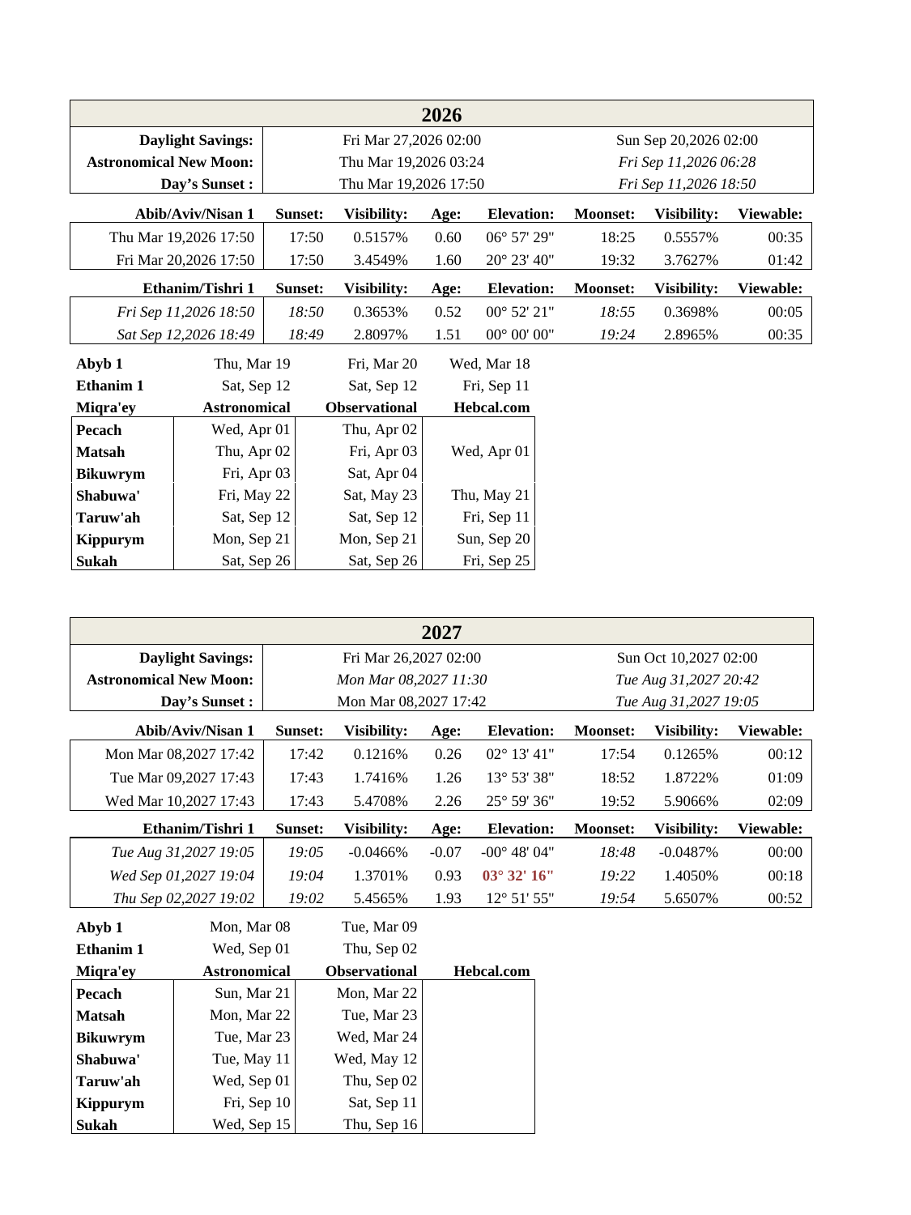## 2026

| | | |
|---|---|---|
| **Daylight Savings:** | Fri Mar 27,2026 02:00 | Sun Sep 20,2026 02:00 |
| **Astronomical New Moon:** | Thu Mar 19,2026 03:24 | *Fri Sep 11,2026 06:28* |
| **Day's Sunset :** | Thu Mar 19,2026 17:50 | *Fri Sep 11,2026 18:50* |

| **Abib/Aviv/Nisan 1** | **Sunset:** | **Visibility:** | **Age:** | **Elevation:** | **Moonset:** | **Visibility:** | **Viewable:** |
|---|---|---|---|---|---|---|---|
| Thu Mar 19,2026 17:50 | 17:50 | 0.5157% | 0.60 | 06° 57' 29" | 18:25 | 0.5557% | 00:35 |
| Fri Mar 20,2026 17:50 | 17:50 | 3.4549% | 1.60 | 20° 23' 40" | 19:32 | 3.7627% | 01:42 |
| **Ethanim/Tishri 1** | **Sunset:** | **Visibility:** | **Age:** | **Elevation:** | **Moonset:** | **Visibility:** | **Viewable:** |
| *Fri Sep 11,2026 18:50* | *18:50* | 0.3653% | 0.52 | 00° 52' 21" | *18:55* | 0.3698% | 00:05 |
| *Sat Sep 12,2026 18:49* | *18:49* | 2.8097% | 1.51 | 00° 00' 00" | *19:24* | 2.8965% | 00:35 |

| | | | |
|---|---|---|---|
| **Abyb 1** | Thu, Mar 19 | Fri, Mar 20 | Wed, Mar 18 |
| **Ethanim 1** | Sat, Sep 12 | Sat, Sep 12 | Fri, Sep 11 |
| **Miqra'ey** | **Astronomical** | **Observational** | **Hebcal.com** |
| **Pecach** | Wed, Apr 01 | Thu, Apr 02 | |
| **Matsah** | Thu, Apr 02 | Fri, Apr 03 | Wed, Apr 01 |
| **Bikuwrym** | Fri, Apr 03 | Sat, Apr 04 | |
| **Shabuwa'** | Fri, May 22 | Sat, May 23 | Thu, May 21 |
| **Taruw'ah** | Sat, Sep 12 | Sat, Sep 12 | Fri, Sep 11 |
| **Kippurym** | Mon, Sep 21 | Mon, Sep 21 | Sun, Sep 20 |
| **Sukah** | Sat, Sep 26 | Sat, Sep 26 | Fri, Sep 25 |

## 2027

| | | |
|---|---|---|
| **Daylight Savings:** | Fri Mar 26,2027 02:00 | Sun Oct 10,2027 02:00 |
| **Astronomical New Moon:** | *Mon Mar 08,2027 11:30* | *Tue Aug 31,2027 20:42* |
| **Day's Sunset :** | Mon Mar 08,2027 17:42 | *Tue Aug 31,2027 19:05* |

| **Abib/Aviv/Nisan 1** | **Sunset:** | **Visibility:** | **Age:** | **Elevation:** | **Moonset:** | **Visibility:** | **Viewable:** |
|---|---|---|---|---|---|---|---|
| Mon Mar 08,2027 17:42 | 17:42 | 0.1216% | 0.26 | 02° 13' 41" | 17:54 | 0.1265% | 00:12 |
| Tue Mar 09,2027 17:43 | 17:43 | 1.7416% | 1.26 | 13° 53' 38" | 18:52 | 1.8722% | 01:09 |
| Wed Mar 10,2027 17:43 | 17:43 | 5.4708% | 2.26 | 25° 59' 36" | 19:52 | 5.9066% | 02:09 |
| **Ethanim/Tishri 1** | **Sunset:** | **Visibility:** | **Age:** | **Elevation:** | **Moonset:** | **Visibility:** | **Viewable:** |
| *Tue Aug 31,2027 19:05* | *19:05* | -0.0466% | -0.07 | -00° 48' 04" | *18:48* | -0.0487% | 00:00 |
| *Wed Sep 01,2027 19:04* | *19:04* | 1.3701% | 0.93 | **03° 32' 16"** | *19:22* | 1.4050% | 00:18 |
| *Thu Sep 02,2027 19:02* | *19:02* | 5.4565% | 1.93 | 12° 51' 55" | *19:54* | 5.6507% | 00:52 |

| | | | |
|---|---|---|---|
| **Abyb 1** | Mon, Mar 08 | Tue, Mar 09 | |
| **Ethanim 1** | Wed, Sep 01 | Thu, Sep 02 | |
| **Miqra'ey** | **Astronomical** | **Observational** | **Hebcal.com** |
| **Pecach** | Sun, Mar 21 | Mon, Mar 22 | |
| **Matsah** | Mon, Mar 22 | Tue, Mar 23 | |
| **Bikuwrym** | Tue, Mar 23 | Wed, Mar 24 | |
| **Shabuwa'** | Tue, May 11 | Wed, May 12 | |
| **Taruw'ah** | Wed, Sep 01 | Thu, Sep 02 | |
| **Kippurym** | Fri, Sep 10 | Sat, Sep 11 | |
| **Sukah** | Wed, Sep 15 | Thu, Sep 16 | |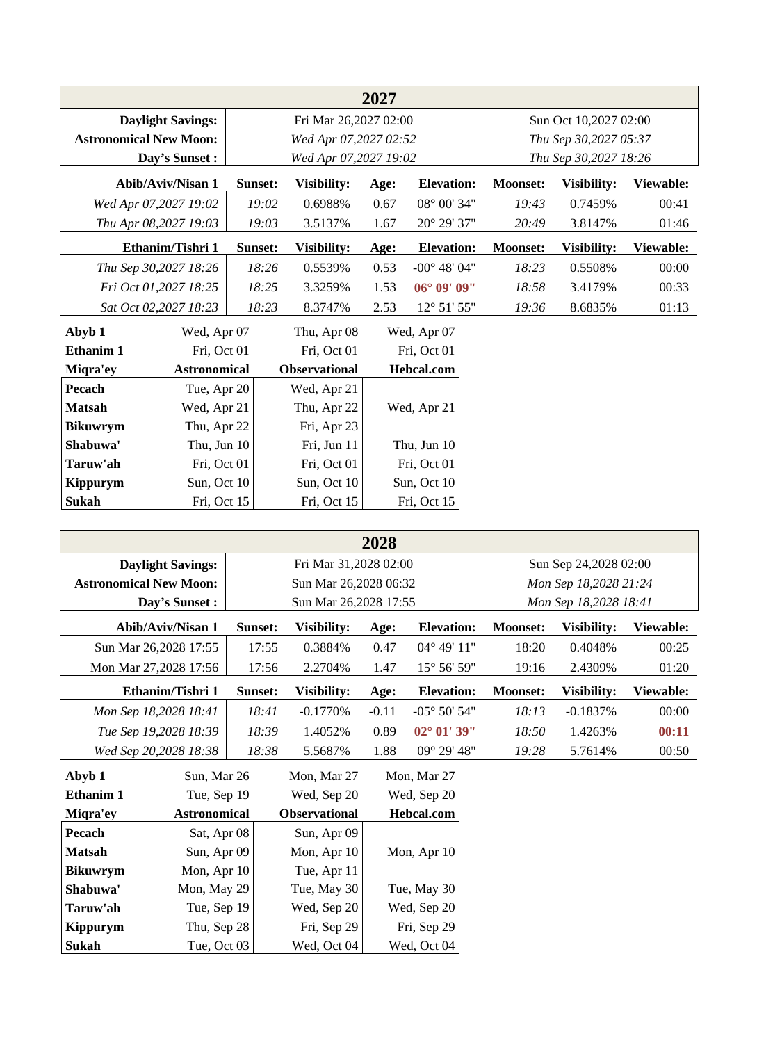## 2027

| | | |
|---|---|---|
| **Daylight Savings:** | Fri Mar 26,2027 02:00 | Sun Oct 10,2027 02:00 |
| **Astronomical New Moon:** | *Wed Apr 07,2027 02:52* | *Thu Sep 30,2027 05:37* |
| **Day's Sunset :** | *Wed Apr 07,2027 19:02* | *Thu Sep 30,2027 18:26* |

| **Abib/Aviv/Nisan 1** | **Sunset:** | **Visibility:** | **Age:** | **Elevation:** | **Moonset:** | **Visibility:** | **Viewable:** |
|---|---|---|---|---|---|---|---|
| *Wed Apr 07,2027 19:02* | *19:02* | 0.6988% | 0.67 | 08° 00' 34" | *19:43* | 0.7459% | 00:41 |
| *Thu Apr 08,2027 19:03* | *19:03* | 3.5137% | 1.67 | 20° 29' 37" | *20:49* | 3.8147% | 01:46 |

| **Ethanim/Tishri 1** | **Sunset:** | **Visibility:** | **Age:** | **Elevation:** | **Moonset:** | **Visibility:** | **Viewable:** |
|---|---|---|---|---|---|---|---|
| *Thu Sep 30,2027 18:26* | *18:26* | 0.5539% | 0.53 | -00° 48' 04" | *18:23* | 0.5508% | 00:00 |
| *Fri Oct 01,2027 18:25* | *18:25* | 3.3259% | 1.53 | **06° 09' 09"** | *18:58* | 3.4179% | 00:33 |
| *Sat Oct 02,2027 18:23* | *18:23* | 8.3747% | 2.53 | 12° 51' 55" | *19:36* | 8.6835% | 01:13 |

| **Abyb 1** | Wed, Apr 07 | Thu, Apr 08 | Wed, Apr 07 |
|---|---|---|---|
| **Ethanim 1** | Fri, Oct 01 | Fri, Oct 01 | Fri, Oct 01 |
| **Miqra'ey** | **Astronomical** | **Observational** | **Hebcal.com** |
| **Pecach** | Tue, Apr 20 | Wed, Apr 21 | |
| **Matsah** | Wed, Apr 21 | Thu, Apr 22 | Wed, Apr 21 |
| **Bikuwrym** | Thu, Apr 22 | Fri, Apr 23 | |
| **Shabuwa'** | Thu, Jun 10 | Fri, Jun 11 | Thu, Jun 10 |
| **Taruw'ah** | Fri, Oct 01 | Fri, Oct 01 | Fri, Oct 01 |
| **Kippurym** | Sun, Oct 10 | Sun, Oct 10 | Sun, Oct 10 |
| **Sukah** | Fri, Oct 15 | Fri, Oct 15 | Fri, Oct 15 |

## 2028

| | | |
|---|---|---|
| **Daylight Savings:** | Fri Mar 31,2028 02:00 | Sun Sep 24,2028 02:00 |
| **Astronomical New Moon:** | Sun Mar 26,2028 06:32 | *Mon Sep 18,2028 21:24* |
| **Day's Sunset :** | Sun Mar 26,2028 17:55 | *Mon Sep 18,2028 18:41* |

| **Abib/Aviv/Nisan 1** | **Sunset:** | **Visibility:** | **Age:** | **Elevation:** | **Moonset:** | **Visibility:** | **Viewable:** |
|---|---|---|---|---|---|---|---|
| Sun Mar 26,2028 17:55 | 17:55 | 0.3884% | 0.47 | 04° 49' 11" | 18:20 | 0.4048% | 00:25 |
| Mon Mar 27,2028 17:56 | 17:56 | 2.2704% | 1.47 | 15° 56' 59" | 19:16 | 2.4309% | 01:20 |

| **Ethanim/Tishri 1** | **Sunset:** | **Visibility:** | **Age:** | **Elevation:** | **Moonset:** | **Visibility:** | **Viewable:** |
|---|---|---|---|---|---|---|---|
| *Mon Sep 18,2028 18:41* | *18:41* | -0.1770% | -0.11 | -05° 50' 54" | *18:13* | -0.1837% | 00:00 |
| *Tue Sep 19,2028 18:39* | *18:39* | 1.4052% | 0.89 | **02° 01' 39"** | *18:50* | 1.4263% | **00:11** |
| *Wed Sep 20,2028 18:38* | *18:38* | 5.5687% | 1.88 | 09° 29' 48" | *19:28* | 5.7614% | 00:50 |

| **Abyb 1** | Sun, Mar 26 | Mon, Mar 27 | Mon, Mar 27 |
|---|---|---|---|
| **Ethanim 1** | Tue, Sep 19 | Wed, Sep 20 | Wed, Sep 20 |
| **Miqra'ey** | **Astronomical** | **Observational** | **Hebcal.com** |
| **Pecach** | Sat, Apr 08 | Sun, Apr 09 | |
| **Matsah** | Sun, Apr 09 | Mon, Apr 10 | Mon, Apr 10 |
| **Bikuwrym** | Mon, Apr 10 | Tue, Apr 11 | |
| **Shabuwa'** | Mon, May 29 | Tue, May 30 | Tue, May 30 |
| **Taruw'ah** | Tue, Sep 19 | Wed, Sep 20 | Wed, Sep 20 |
| **Kippurym** | Thu, Sep 28 | Fri, Sep 29 | Fri, Sep 29 |
| **Sukah** | Tue, Oct 03 | Wed, Oct 04 | Wed, Oct 04 |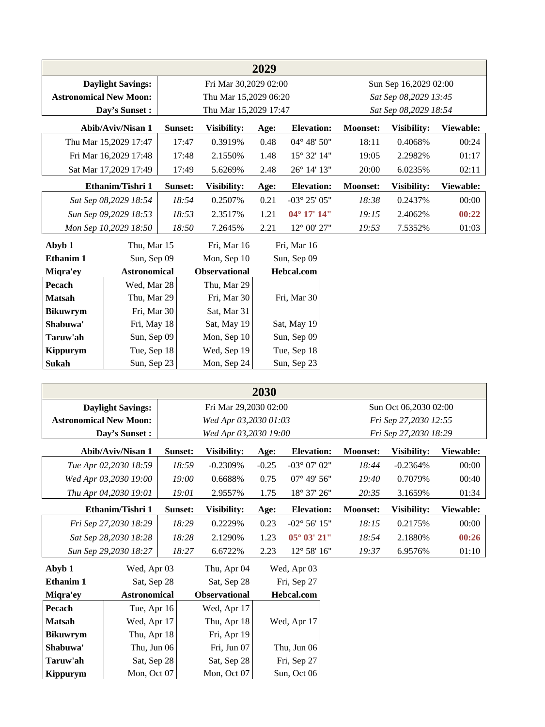## 2029

| | | |
|---|---|---|
| **Daylight Savings:** | Fri Mar 30,2029 02:00 | Sun Sep 16,2029 02:00 |
| **Astronomical New Moon:** | Thu Mar 15,2029 06:20 | *Sat Sep 08,2029 13:45* |
| **Day's Sunset :** | Thu Mar 15,2029 17:47 | *Sat Sep 08,2029 18:54* |

| Abib/Aviv/Nisan 1 | Sunset: | Visibility: | Age: | Elevation: | Moonset: | Visibility: | Viewable: |
|---|---|---|---|---|---|---|---|
| Thu Mar 15,2029 17:47 | 17:47 | 0.3919% | 0.48 | 04° 48' 50" | 18:11 | 0.4068% | 00:24 |
| Fri Mar 16,2029 17:48 | 17:48 | 2.1550% | 1.48 | 15° 32' 14" | 19:05 | 2.2982% | 01:17 |
| Sat Mar 17,2029 17:49 | 17:49 | 5.6269% | 2.48 | 26° 14' 13" | 20:00 | 6.0235% | 02:11 |

| Ethanim/Tishri 1 | Sunset: | Visibility: | Age: | Elevation: | Moonset: | Visibility: | Viewable: |
|---|---|---|---|---|---|---|---|
| *Sat Sep 08,2029 18:54* | *18:54* | 0.2507% | 0.21 | -03° 25' 05" | *18:38* | 0.2437% | 00:00 |
| *Sun Sep 09,2029 18:53* | *18:53* | 2.3517% | 1.21 | **04° 17' 14"** | *19:15* | 2.4062% | **00:22** |
| *Mon Sep 10,2029 18:50* | *18:50* | 7.2645% | 2.21 | 12° 00' 27" | *19:53* | 7.5352% | 01:03 |

| | | | |
|---|---|---|---|
| **Abyb 1** | Thu, Mar 15 | Fri, Mar 16 | Fri, Mar 16 |
| **Ethanim 1** | Sun, Sep 09 | Mon, Sep 10 | Sun, Sep 09 |
| **Miqra'ey** | **Astronomical** | **Observational** | **Hebcal.com** |
| **Pecach** | Wed, Mar 28 | Thu, Mar 29 | |
| **Matsah** | Thu, Mar 29 | Fri, Mar 30 | Fri, Mar 30 |
| **Bikuwrym** | Fri, Mar 30 | Sat, Mar 31 | |
| **Shabuwa'** | Fri, May 18 | Sat, May 19 | Sat, May 19 |
| **Taruw'ah** | Sun, Sep 09 | Mon, Sep 10 | Sun, Sep 09 |
| **Kippurym** | Tue, Sep 18 | Wed, Sep 19 | Tue, Sep 18 |
| **Sukah** | Sun, Sep 23 | Mon, Sep 24 | Sun, Sep 23 |

## 2030

| | | |
|---|---|---|
| **Daylight Savings:** | Fri Mar 29,2030 02:00 | Sun Oct 06,2030 02:00 |
| **Astronomical New Moon:** | *Wed Apr 03,2030 01:03* | *Fri Sep 27,2030 12:55* |
| **Day's Sunset :** | *Wed Apr 03,2030 19:00* | *Fri Sep 27,2030 18:29* |

| Abib/Aviv/Nisan 1 | Sunset: | Visibility: | Age: | Elevation: | Moonset: | Visibility: | Viewable: |
|---|---|---|---|---|---|---|---|
| *Tue Apr 02,2030 18:59* | *18:59* | -0.2309% | -0.25 | -03° 07' 02" | *18:44* | -0.2364% | 00:00 |
| *Wed Apr 03,2030 19:00* | *19:00* | 0.6688% | 0.75 | 07° 49' 56" | *19:40* | 0.7079% | 00:40 |
| *Thu Apr 04,2030 19:01* | *19:01* | 2.9557% | 1.75 | 18° 37' 26" | *20:35* | 3.1659% | 01:34 |

| Ethanim/Tishri 1 | Sunset: | Visibility: | Age: | Elevation: | Moonset: | Visibility: | Viewable: |
|---|---|---|---|---|---|---|---|
| *Fri Sep 27,2030 18:29* | *18:29* | 0.2229% | 0.23 | -02° 56' 15" | *18:15* | 0.2175% | 00:00 |
| *Sat Sep 28,2030 18:28* | *18:28* | 2.1290% | 1.23 | **05° 03' 21"** | *18:54* | 2.1880% | **00:26** |
| *Sun Sep 29,2030 18:27* | *18:27* | 6.6722% | 2.23 | 12° 58' 16" | *19:37* | 6.9576% | 01:10 |

| | | | |
|---|---|---|---|
| **Abyb 1** | Wed, Apr 03 | Thu, Apr 04 | Wed, Apr 03 |
| **Ethanim 1** | Sat, Sep 28 | Sat, Sep 28 | Fri, Sep 27 |
| **Miqra'ey** | **Astronomical** | **Observational** | **Hebcal.com** |
| **Pecach** | Tue, Apr 16 | Wed, Apr 17 | |
| **Matsah** | Wed, Apr 17 | Thu, Apr 18 | Wed, Apr 17 |
| **Bikuwrym** | Thu, Apr 18 | Fri, Apr 19 | |
| **Shabuwa'** | Thu, Jun 06 | Fri, Jun 07 | Thu, Jun 06 |
| **Taruw'ah** | Sat, Sep 28 | Sat, Sep 28 | Fri, Sep 27 |
| **Kippurym** | Mon, Oct 07 | Mon, Oct 07 | Sun, Oct 06 |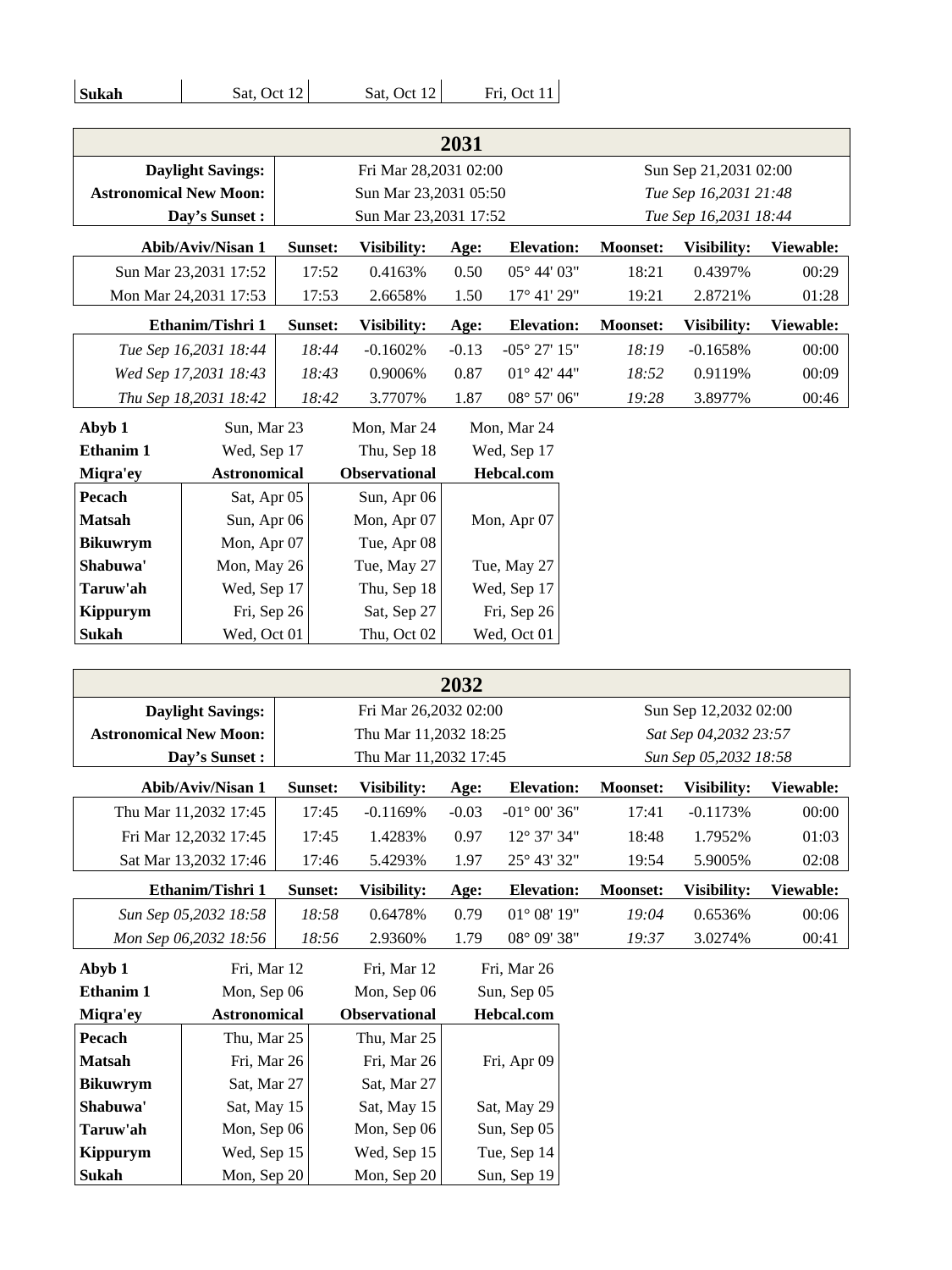| Sukah | Sat, Oct 12 | Sat, Oct 12 | Fri, Oct 11 |
|---|---|---|---|

## 2031

| | | |
|---|---|---|
| **Daylight Savings:** | Fri Mar 28,2031 02:00 | Sun Sep 21,2031 02:00 |
| **Astronomical New Moon:** | Sun Mar 23,2031 05:50 | *Tue Sep 16,2031 21:48* |
| **Day's Sunset :** | Sun Mar 23,2031 17:52 | *Tue Sep 16,2031 18:44* |

| Abib/Aviv/Nisan 1 | Sunset: | Visibility: | Age: | Elevation: | Moonset: | Visibility: | Viewable: |
|---|---|---|---|---|---|---|---|
| Sun Mar 23,2031 17:52 | 17:52 | 0.4163% | 0.50 | 05° 44' 03" | 18:21 | 0.4397% | 00:29 |
| Mon Mar 24,2031 17:53 | 17:53 | 2.6658% | 1.50 | 17° 41' 29" | 19:21 | 2.8721% | 01:28 |

| Ethanim/Tishri 1 | Sunset: | Visibility: | Age: | Elevation: | Moonset: | Visibility: | Viewable: |
|---|---|---|---|---|---|---|---|
| *Tue Sep 16,2031 18:44* | *18:44* | -0.1602% | -0.13 | -05° 27' 15" | *18:19* | -0.1658% | 00:00 |
| *Wed Sep 17,2031 18:43* | *18:43* | 0.9006% | 0.87 | 01° 42' 44" | *18:52* | 0.9119% | 00:09 |
| *Thu Sep 18,2031 18:42* | *18:42* | 3.7707% | 1.87 | 08° 57' 06" | *19:28* | 3.8977% | 00:46 |

| | | | |
|---|---|---|---|
| **Abyb 1** | Sun, Mar 23 | Mon, Mar 24 | Mon, Mar 24 |
| **Ethanim 1** | Wed, Sep 17 | Thu, Sep 18 | Wed, Sep 17 |
| **Miqra'ey** | **Astronomical** | **Observational** | **Hebcal.com** |
| **Pecach** | Sat, Apr 05 | Sun, Apr 06 | |
| **Matsah** | Sun, Apr 06 | Mon, Apr 07 | Mon, Apr 07 |
| **Bikuwrym** | Mon, Apr 07 | Tue, Apr 08 | |
| **Shabuwa'** | Mon, May 26 | Tue, May 27 | Tue, May 27 |
| **Taruw'ah** | Wed, Sep 17 | Thu, Sep 18 | Wed, Sep 17 |
| **Kippurym** | Fri, Sep 26 | Sat, Sep 27 | Fri, Sep 26 |
| **Sukah** | Wed, Oct 01 | Thu, Oct 02 | Wed, Oct 01 |

## 2032

| | | |
|---|---|---|
| **Daylight Savings:** | Fri Mar 26,2032 02:00 | Sun Sep 12,2032 02:00 |
| **Astronomical New Moon:** | Thu Mar 11,2032 18:25 | *Sat Sep 04,2032 23:57* |
| **Day's Sunset :** | Thu Mar 11,2032 17:45 | *Sun Sep 05,2032 18:58* |

| Abib/Aviv/Nisan 1 | Sunset: | Visibility: | Age: | Elevation: | Moonset: | Visibility: | Viewable: |
|---|---|---|---|---|---|---|---|
| Thu Mar 11,2032 17:45 | 17:45 | -0.1169% | -0.03 | -01° 00' 36" | 17:41 | -0.1173% | 00:00 |
| Fri Mar 12,2032 17:45 | 17:45 | 1.4283% | 0.97 | 12° 37' 34" | 18:48 | 1.7952% | 01:03 |
| Sat Mar 13,2032 17:46 | 17:46 | 5.4293% | 1.97 | 25° 43' 32" | 19:54 | 5.9005% | 02:08 |

| Ethanim/Tishri 1 | Sunset: | Visibility: | Age: | Elevation: | Moonset: | Visibility: | Viewable: |
|---|---|---|---|---|---|---|---|
| *Sun Sep 05,2032 18:58* | *18:58* | 0.6478% | 0.79 | 01° 08' 19" | *19:04* | 0.6536% | 00:06 |
| *Mon Sep 06,2032 18:56* | *18:56* | 2.9360% | 1.79 | 08° 09' 38" | *19:37* | 3.0274% | 00:41 |

| | | | |
|---|---|---|---|
| **Abyb 1** | Fri, Mar 12 | Fri, Mar 12 | Fri, Mar 26 |
| **Ethanim 1** | Mon, Sep 06 | Mon, Sep 06 | Sun, Sep 05 |
| **Miqra'ey** | **Astronomical** | **Observational** | **Hebcal.com** |
| **Pecach** | Thu, Mar 25 | Thu, Mar 25 | |
| **Matsah** | Fri, Mar 26 | Fri, Mar 26 | Fri, Apr 09 |
| **Bikuwrym** | Sat, Mar 27 | Sat, Mar 27 | |
| **Shabuwa'** | Sat, May 15 | Sat, May 15 | Sat, May 29 |
| **Taruw'ah** | Mon, Sep 06 | Mon, Sep 06 | Sun, Sep 05 |
| **Kippurym** | Wed, Sep 15 | Wed, Sep 15 | Tue, Sep 14 |
| **Sukah** | Mon, Sep 20 | Mon, Sep 20 | Sun, Sep 19 |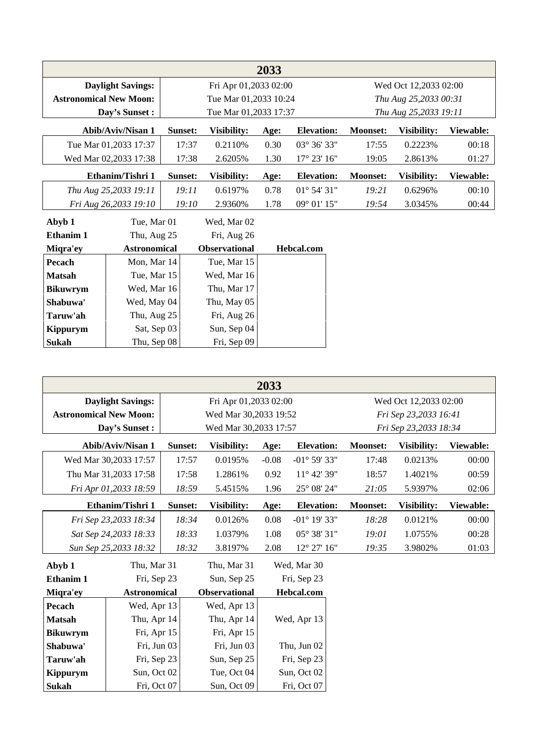| 2033 | | |
|---|---|---|
| **Daylight Savings:** | Fri Apr 01,2033 02:00 | Wed Oct 12,2033 02:00 |
| **Astronomical New Moon:** | Tue Mar 01,2033 10:24 | *Thu Aug 25,2033 00:31* |
| **Day's Sunset :** | Tue Mar 01,2033 17:37 | *Thu Aug 25,2033 19:11* |

| Abib/Aviv/Nisan 1 | Sunset: | Visibility: | Age: | Elevation: | Moonset: | Visibility: | Viewable: |
|---|---|---|---|---|---|---|---|
| Tue Mar 01,2033 17:37 | 17:37 | 0.2110% | 0.30 | 03° 36' 33" | 17:55 | 0.2223% | 00:18 |
| Wed Mar 02,2033 17:38 | 17:38 | 2.6205% | 1.30 | 17° 23' 16" | 19:05 | 2.8613% | 01:27 |

| Ethanim/Tishri 1 | Sunset: | Visibility: | Age: | Elevation: | Moonset: | Visibility: | Viewable: |
|---|---|---|---|---|---|---|---|
| *Thu Aug 25,2033 19:11* | *19:11* | 0.6197% | 0.78 | 01° 54' 31" | *19:21* | 0.6296% | 00:10 |
| *Fri Aug 26,2033 19:10* | *19:10* | 2.9360% | 1.78 | 09° 01' 15" | *19:54* | 3.0345% | 00:44 |

| | | | |
|---|---|---|---|
| **Abyb 1** | Tue, Mar 01 | Wed, Mar 02 | |
| **Ethanim 1** | Thu, Aug 25 | Fri, Aug 26 | |
| **Miqra'ey** | **Astronomical** | **Observational** | **Hebcal.com** |
| **Pecach** | Mon, Mar 14 | Tue, Mar 15 | |
| **Matsah** | Tue, Mar 15 | Wed, Mar 16 | |
| **Bikuwrym** | Wed, Mar 16 | Thu, Mar 17 | |
| **Shabuwa'** | Wed, May 04 | Thu, May 05 | |
| **Taruw'ah** | Thu, Aug 25 | Fri, Aug 26 | |
| **Kippurym** | Sat, Sep 03 | Sun, Sep 04 | |
| **Sukah** | Thu, Sep 08 | Fri, Sep 09 | |

| 2033 | | |
|---|---|---|
| **Daylight Savings:** | Fri Apr 01,2033 02:00 | Wed Oct 12,2033 02:00 |
| **Astronomical New Moon:** | Wed Mar 30,2033 19:52 | *Fri Sep 23,2033 16:41* |
| **Day's Sunset :** | Wed Mar 30,2033 17:57 | *Fri Sep 23,2033 18:34* |

| Abib/Aviv/Nisan 1 | Sunset: | Visibility: | Age: | Elevation: | Moonset: | Visibility: | Viewable: |
|---|---|---|---|---|---|---|---|
| Wed Mar 30,2033 17:57 | 17:57 | 0.0195% | -0.08 | -01° 59' 33" | 17:48 | 0.0213% | 00:00 |
| Thu Mar 31,2033 17:58 | 17:58 | 1.2861% | 0.92 | 11° 42' 39" | 18:57 | 1.4021% | 00:59 |
| *Fri Apr 01,2033 18:59* | *18:59* | 5.4515% | 1.96 | 25° 08' 24" | *21:05* | 5.9397% | 02:06 |

| Ethanim/Tishri 1 | Sunset: | Visibility: | Age: | Elevation: | Moonset: | Visibility: | Viewable: |
|---|---|---|---|---|---|---|---|
| *Fri Sep 23,2033 18:34* | *18:34* | 0.0126% | 0.08 | -01° 19' 33" | *18:28* | 0.0121% | 00:00 |
| *Sat Sep 24,2033 18:33* | *18:33* | 1.0379% | 1.08 | 05° 38' 31" | *19:01* | 1.0755% | 00:28 |
| *Sun Sep 25,2033 18:32* | *18:32* | 3.8197% | 2.08 | 12° 27' 16" | *19:35* | 3.9802% | 01:03 |

| | | | |
|---|---|---|---|
| **Abyb 1** | Thu, Mar 31 | Thu, Mar 31 | Wed, Mar 30 |
| **Ethanim 1** | Fri, Sep 23 | Sun, Sep 25 | Fri, Sep 23 |
| **Miqra'ey** | **Astronomical** | **Observational** | **Hebcal.com** |
| **Pecach** | Wed, Apr 13 | Wed, Apr 13 | |
| **Matsah** | Thu, Apr 14 | Thu, Apr 14 | Wed, Apr 13 |
| **Bikuwrym** | Fri, Apr 15 | Fri, Apr 15 | |
| **Shabuwa'** | Fri, Jun 03 | Fri, Jun 03 | Thu, Jun 02 |
| **Taruw'ah** | Fri, Sep 23 | Sun, Sep 25 | Fri, Sep 23 |
| **Kippurym** | Sun, Oct 02 | Tue, Oct 04 | Sun, Oct 02 |
| **Sukah** | Fri, Oct 07 | Sun, Oct 09 | Fri, Oct 07 |